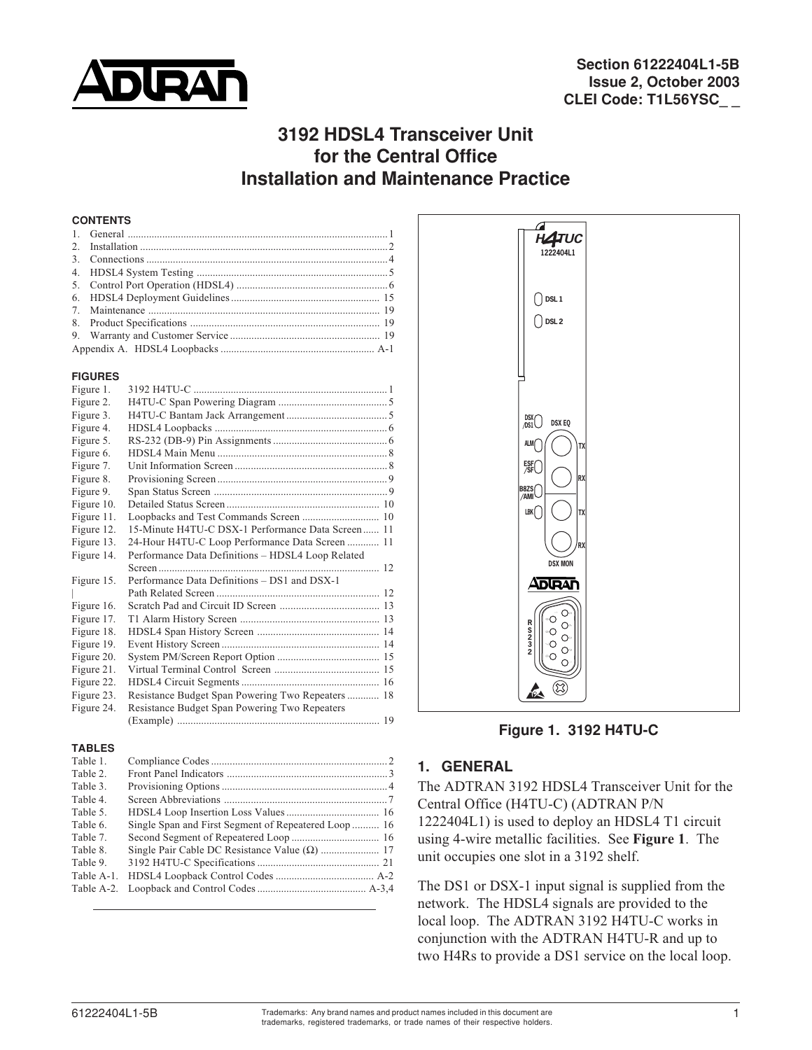Section 61222404L1-5B
Issue 2, October 2003
CLEI Code: T1L56YSC_ _

# 3192 HDSL4 Transceiver Unit for the Central Office Installation and Maintenance Practice

**CONTENTS**

1. General ................................................................ 1
2. Installation ........................................................... 2
3. Connections ........................................................... 4
4. HDSL4 System Testing ............................................ 5
5. Control Port Operation (HDSL4) ............................. 6
6. HDSL4 Deployment Guidelines ............................. 15
7. Maintenance ......................................................... 19
8. Product Specifications ........................................... 19
9. Warranty and Customer Service ............................ 19

Appendix A. HDSL4 Loopbacks ................................ A-1

**FIGURES**

| | | |
|---|---|---|
| Figure 1. | 3192 H4TU-C | 1 |
| Figure 2. | H4TU-C Span Powering Diagram | 5 |
| Figure 3. | H4TU-C Bantam Jack Arrangement | 5 |
| Figure 4. | HDSL4 Loopbacks | 6 |
| Figure 5. | RS-232 (DB-9) Pin Assignments | 6 |
| Figure 6. | HDSL4 Main Menu | 8 |
| Figure 7. | Unit Information Screen | 8 |
| Figure 8. | Provisioning Screen | 9 |
| Figure 9. | Span Status Screen | 9 |
| Figure 10. | Detailed Status Screen | 10 |
| Figure 11. | Loopbacks and Test Commands Screen | 10 |
| Figure 12. | 15-Minute H4TU-C DSX-1 Performance Data Screen | 11 |
| Figure 13. | 24-Hour H4TU-C Loop Performance Data Screen | 11 |
| Figure 14. | Performance Data Definitions – HDSL4 Loop Related Screen | 12 |
| Figure 15. | Performance Data Definitions – DS1 and DSX-1 Path Related Screen | 12 |
| Figure 16. | Scratch Pad and Circuit ID Screen | 13 |
| Figure 17. | T1 Alarm History Screen | 13 |
| Figure 18. | HDSL4 Span History Screen | 14 |
| Figure 19. | Event History Screen | 14 |
| Figure 20. | System PM/Screen Report Option | 15 |
| Figure 21. | Virtual Terminal Control Screen | 15 |
| Figure 22. | HDSL4 Circuit Segments | 16 |
| Figure 23. | Resistance Budget Span Powering Two Repeaters | 18 |
| Figure 24. | Resistance Budget Span Powering Two Repeaters (Example) | 19 |

**TABLES**

| | | |
|---|---|---|
| Table 1. | Compliance Codes | 2 |
| Table 2. | Front Panel Indicators | 3 |
| Table 3. | Provisioning Options | 4 |
| Table 4. | Screen Abbreviations | 7 |
| Table 5. | HDSL4 Loop Insertion Loss Values | 16 |
| Table 6. | Single Span and First Segment of Repeatered Loop | 16 |
| Table 7. | Second Segment of Repeatered Loop | 16 |
| Table 8. | Single Pair Cable DC Resistance Value (Ω) | 17 |
| Table 9. | 3192 H4TU-C Specifications | 21 |
| Table A-1. | HDSL4 Loopback Control Codes | A-2 |
| Table A-2. | Loopback and Control Codes | A-3,4 |

**Figure 1. 3192 H4TU-C**

## 1. GENERAL

The ADTRAN 3192 HDSL4 Transceiver Unit for the Central Office (H4TU-C) (ADTRAN P/N 1222404L1) is used to deploy an HDSL4 T1 circuit using 4-wire metallic facilities. See **Figure 1**. The unit occupies one slot in a 3192 shelf.

The DS1 or DSX-1 input signal is supplied from the network. The HDSL4 signals are provided to the local loop. The ADTRAN 3192 H4TU-C works in conjunction with the ADTRAN H4TU-R and up to two H4Rs to provide a DS1 service on the local loop.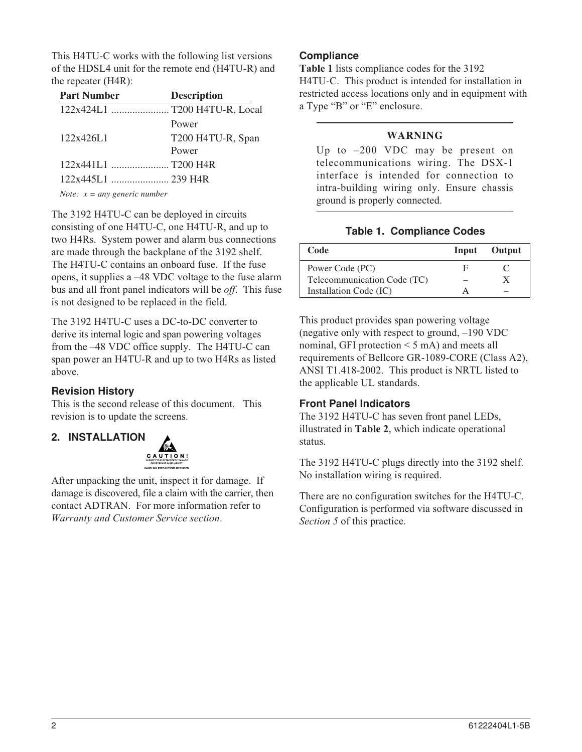This H4TU-C works with the following list versions of the HDSL4 unit for the remote end (H4TU-R) and the repeater (H4R):

| Part Number | Description |
|---|---|
| 122x424L1 | T200 H4TU-R, Local Power |
| 122x426L1 | T200 H4TU-R, Span Power |
| 122x441L1 | T200 H4R |
| 122x445L1 | 239 H4R |

*Note: x = any generic number*

The 3192 H4TU-C can be deployed in circuits consisting of one H4TU-C, one H4TU-R, and up to two H4Rs. System power and alarm bus connections are made through the backplane of the 3192 shelf. The H4TU-C contains an onboard fuse. If the fuse opens, it supplies a –48 VDC voltage to the fuse alarm bus and all front panel indicators will be *off*. This fuse is not designed to be replaced in the field.

The 3192 H4TU-C uses a DC-to-DC converter to derive its internal logic and span powering voltages from the –48 VDC office supply. The H4TU-C can span power an H4TU-R and up to two H4Rs as listed above.

### Revision History

This is the second release of this document. This revision is to update the screens.

## 2. INSTALLATION

CAUTION! SUBJECT TO ELECTROSTATIC DAMAGE OR DECREASE IN RELIABILITY. HANDLING PRECAUTIONS REQUIRED.

After unpacking the unit, inspect it for damage. If damage is discovered, file a claim with the carrier, then contact ADTRAN. For more information refer to *Warranty and Customer Service section*.

### Compliance

**Table 1** lists compliance codes for the 3192 H4TU-C. This product is intended for installation in restricted access locations only and in equipment with a Type "B" or "E" enclosure.

**WARNING**

Up to –200 VDC may be present on telecommunications wiring. The DSX-1 interface is intended for connection to intra-building wiring only. Ensure chassis ground is properly connected.

**Table 1. Compliance Codes**

| Code | Input | Output |
|---|---|---|
| Power Code (PC) | F | C |
| Telecommunication Code (TC) | – | X |
| Installation Code (IC) | A | – |

This product provides span powering voltage (negative only with respect to ground, –190 VDC nominal, GFI protection < 5 mA) and meets all requirements of Bellcore GR-1089-CORE (Class A2), ANSI T1.418-2002. This product is NRTL listed to the applicable UL standards.

### Front Panel Indicators

The 3192 H4TU-C has seven front panel LEDs, illustrated in **Table 2**, which indicate operational status.

The 3192 H4TU-C plugs directly into the 3192 shelf. No installation wiring is required.

There are no configuration switches for the H4TU-C. Configuration is performed via software discussed in *Section 5* of this practice.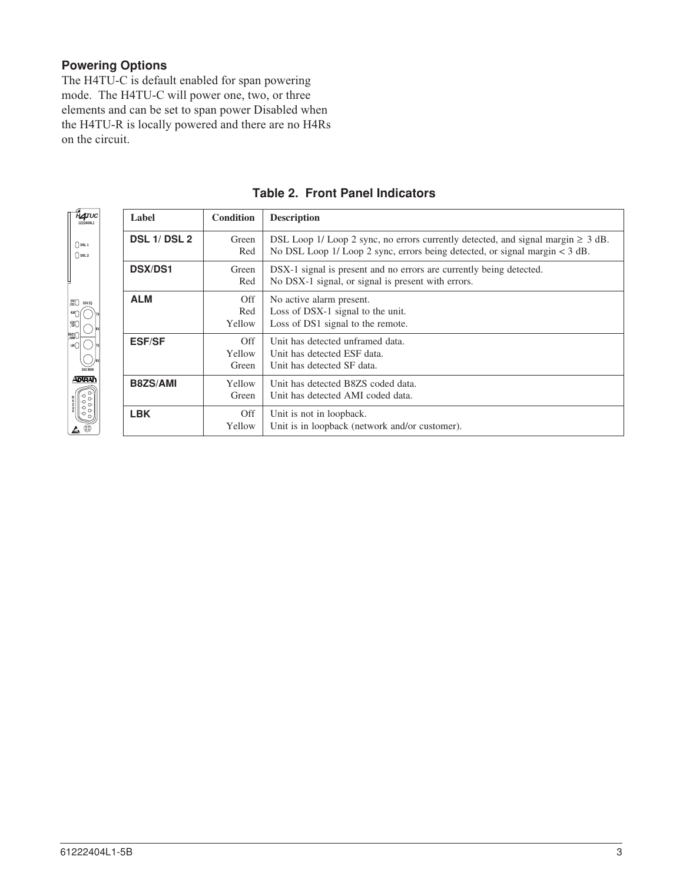### Powering Options

The H4TU-C is default enabled for span powering mode. The H4TU-C will power one, two, or three elements and can be set to span power Disabled when the H4TU-R is locally powered and there are no H4Rs on the circuit.

**Table 2. Front Panel Indicators**

| Label | Condition | Description |
|---|---|---|
| **DSL 1/ DSL 2** | Green<br>Red | DSL Loop 1/ Loop 2 sync, no errors currently detected, and signal margin ≥ 3 dB.<br>No DSL Loop 1/ Loop 2 sync, errors being detected, or signal margin < 3 dB. |
| **DSX/DS1** | Green<br>Red | DSX-1 signal is present and no errors are currently being detected.<br>No DSX-1 signal, or signal is present with errors. |
| **ALM** | Off<br>Red<br>Yellow | No active alarm present.<br>Loss of DSX-1 signal to the unit.<br>Loss of DS1 signal to the remote. |
| **ESF/SF** | Off<br>Yellow<br>Green | Unit has detected unframed data.<br>Unit has detected ESF data.<br>Unit has detected SF data. |
| **B8ZS/AMI** | Yellow<br>Green | Unit has detected B8ZS coded data.<br>Unit has detected AMI coded data. |
| **LBK** | Off<br>Yellow | Unit is not in loopback.<br>Unit is in loopback (network and/or customer). |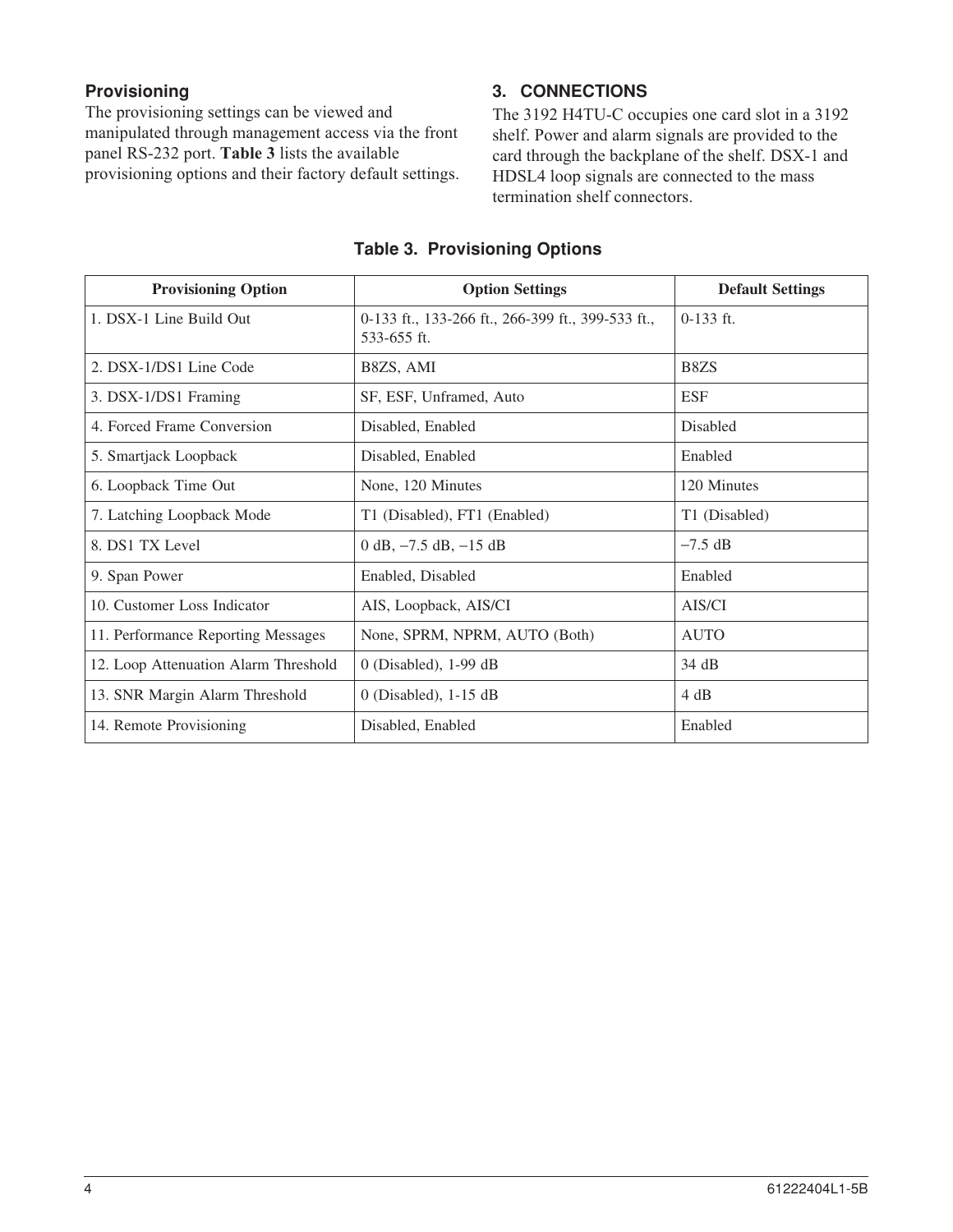### Provisioning

The provisioning settings can be viewed and manipulated through management access via the front panel RS-232 port. **Table 3** lists the available provisioning options and their factory default settings.

## 3. CONNECTIONS

The 3192 H4TU-C occupies one card slot in a 3192 shelf. Power and alarm signals are provided to the card through the backplane of the shelf. DSX-1 and HDSL4 loop signals are connected to the mass termination shelf connectors.

**Table 3. Provisioning Options**

| Provisioning Option | Option Settings | Default Settings |
|---|---|---|
| 1. DSX-1 Line Build Out | 0-133 ft., 133-266 ft., 266-399 ft., 399-533 ft., 533-655 ft. | 0-133 ft. |
| 2. DSX-1/DS1 Line Code | B8ZS, AMI | B8ZS |
| 3. DSX-1/DS1 Framing | SF, ESF, Unframed, Auto | ESF |
| 4. Forced Frame Conversion | Disabled, Enabled | Disabled |
| 5. Smartjack Loopback | Disabled, Enabled | Enabled |
| 6. Loopback Time Out | None, 120 Minutes | 120 Minutes |
| 7. Latching Loopback Mode | T1 (Disabled), FT1 (Enabled) | T1 (Disabled) |
| 8. DS1 TX Level | 0 dB, −7.5 dB, −15 dB | −7.5 dB |
| 9. Span Power | Enabled, Disabled | Enabled |
| 10. Customer Loss Indicator | AIS, Loopback, AIS/CI | AIS/CI |
| 11. Performance Reporting Messages | None, SPRM, NPRM, AUTO (Both) | AUTO |
| 12. Loop Attenuation Alarm Threshold | 0 (Disabled), 1-99 dB | 34 dB |
| 13. SNR Margin Alarm Threshold | 0 (Disabled), 1-15 dB | 4 dB |
| 14. Remote Provisioning | Disabled, Enabled | Enabled |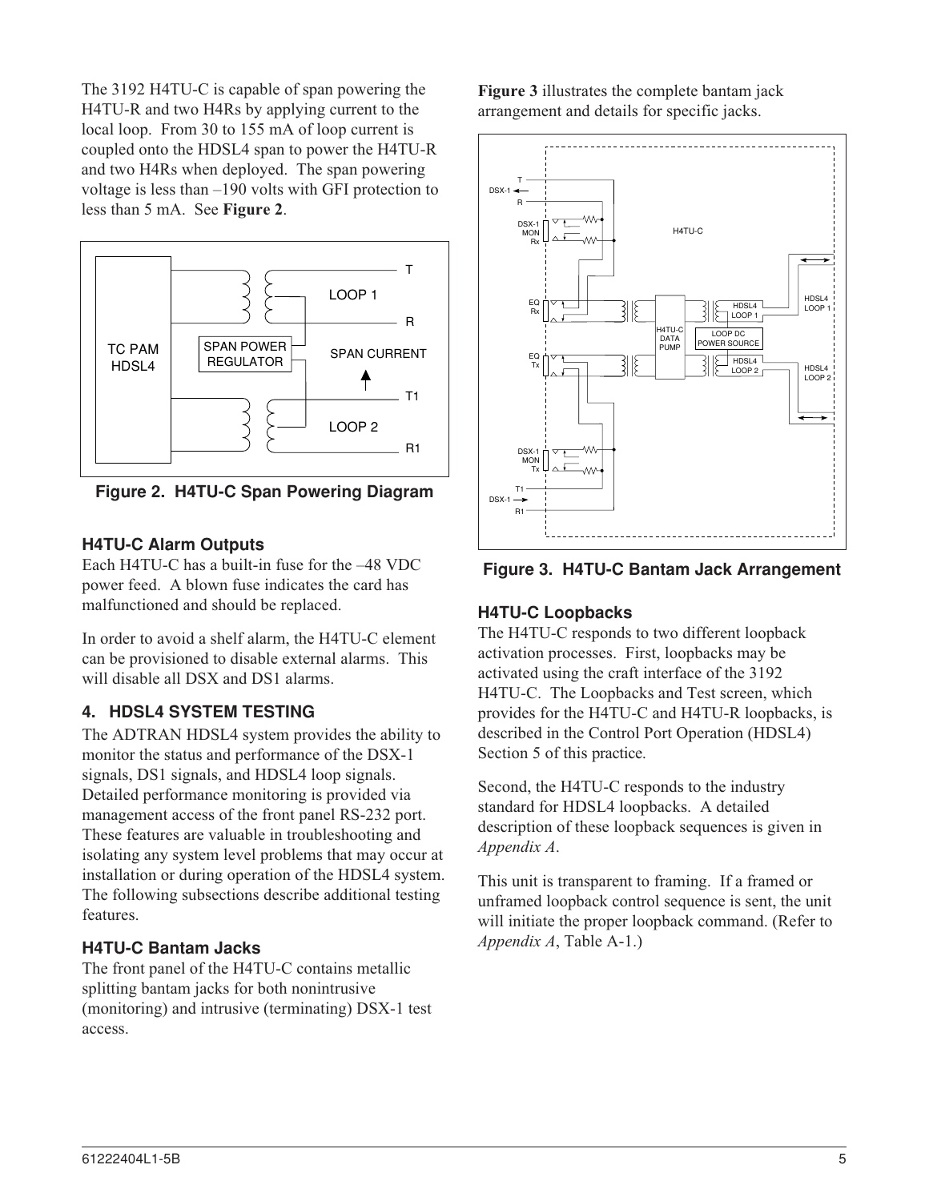The 3192 H4TU-C is capable of span powering the H4TU-R and two H4Rs by applying current to the local loop. From 30 to 155 mA of loop current is coupled onto the HDSL4 span to power the H4TU-R and two H4Rs when deployed. The span powering voltage is less than –190 volts with GFI protection to less than 5 mA. See **Figure 2**.

**Figure 2. H4TU-C Span Powering Diagram**

### H4TU-C Alarm Outputs

Each H4TU-C has a built-in fuse for the –48 VDC power feed. A blown fuse indicates the card has malfunctioned and should be replaced.

In order to avoid a shelf alarm, the H4TU-C element can be provisioned to disable external alarms. This will disable all DSX and DS1 alarms.

## 4. HDSL4 SYSTEM TESTING

The ADTRAN HDSL4 system provides the ability to monitor the status and performance of the DSX-1 signals, DS1 signals, and HDSL4 loop signals. Detailed performance monitoring is provided via management access of the front panel RS-232 port. These features are valuable in troubleshooting and isolating any system level problems that may occur at installation or during operation of the HDSL4 system. The following subsections describe additional testing features.

### H4TU-C Bantam Jacks

The front panel of the H4TU-C contains metallic splitting bantam jacks for both nonintrusive (monitoring) and intrusive (terminating) DSX-1 test access.

**Figure 3** illustrates the complete bantam jack arrangement and details for specific jacks.

**Figure 3. H4TU-C Bantam Jack Arrangement**

### H4TU-C Loopbacks

The H4TU-C responds to two different loopback activation processes. First, loopbacks may be activated using the craft interface of the 3192 H4TU-C. The Loopbacks and Test screen, which provides for the H4TU-C and H4TU-R loopbacks, is described in the Control Port Operation (HDSL4) Section 5 of this practice.

Second, the H4TU-C responds to the industry standard for HDSL4 loopbacks. A detailed description of these loopback sequences is given in *Appendix A*.

This unit is transparent to framing. If a framed or unframed loopback control sequence is sent, the unit will initiate the proper loopback command. (Refer to *Appendix A*, Table A-1.)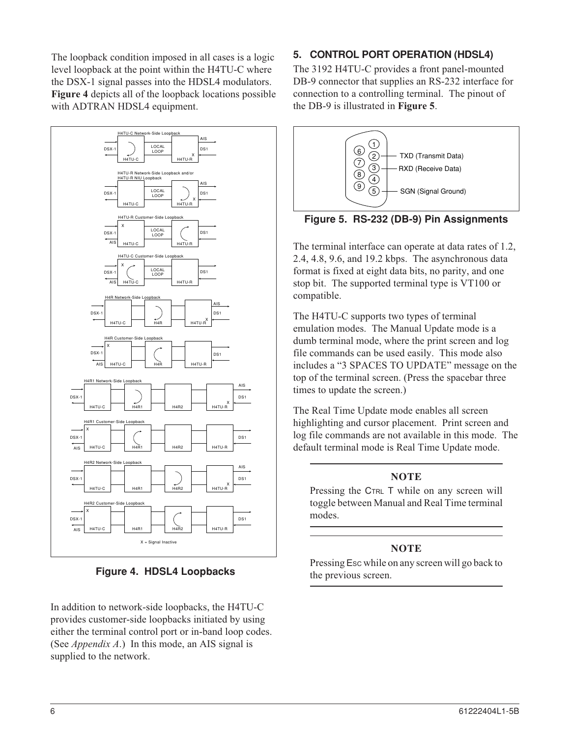The loopback condition imposed in all cases is a logic level loopback at the point within the H4TU-C where the DSX-1 signal passes into the HDSL4 modulators. **Figure 4** depicts all of the loopback locations possible with ADTRAN HDSL4 equipment.

**Figure 4. HDSL4 Loopbacks**

In addition to network-side loopbacks, the H4TU-C provides customer-side loopbacks initiated by using either the terminal control port or in-band loop codes. (See *Appendix A*.) In this mode, an AIS signal is supplied to the network.

## 5. CONTROL PORT OPERATION (HDSL4)

The 3192 H4TU-C provides a front panel-mounted DB-9 connector that supplies an RS-232 interface for connection to a controlling terminal. The pinout of the DB-9 is illustrated in **Figure 5**.

**Figure 5. RS-232 (DB-9) Pin Assignments**

The terminal interface can operate at data rates of 1.2, 2.4, 4.8, 9.6, and 19.2 kbps. The asynchronous data format is fixed at eight data bits, no parity, and one stop bit. The supported terminal type is VT100 or compatible.

The H4TU-C supports two types of terminal emulation modes. The Manual Update mode is a dumb terminal mode, where the print screen and log file commands can be used easily. This mode also includes a "3 SPACES TO UPDATE" message on the top of the terminal screen. (Press the spacebar three times to update the screen.)

The Real Time Update mode enables all screen highlighting and cursor placement. Print screen and log file commands are not available in this mode. The default terminal mode is Real Time Update mode.

**NOTE**

Pressing the CTRL T while on any screen will toggle between Manual and Real Time terminal modes.

**NOTE**

Pressing ESC while on any screen will go back to the previous screen.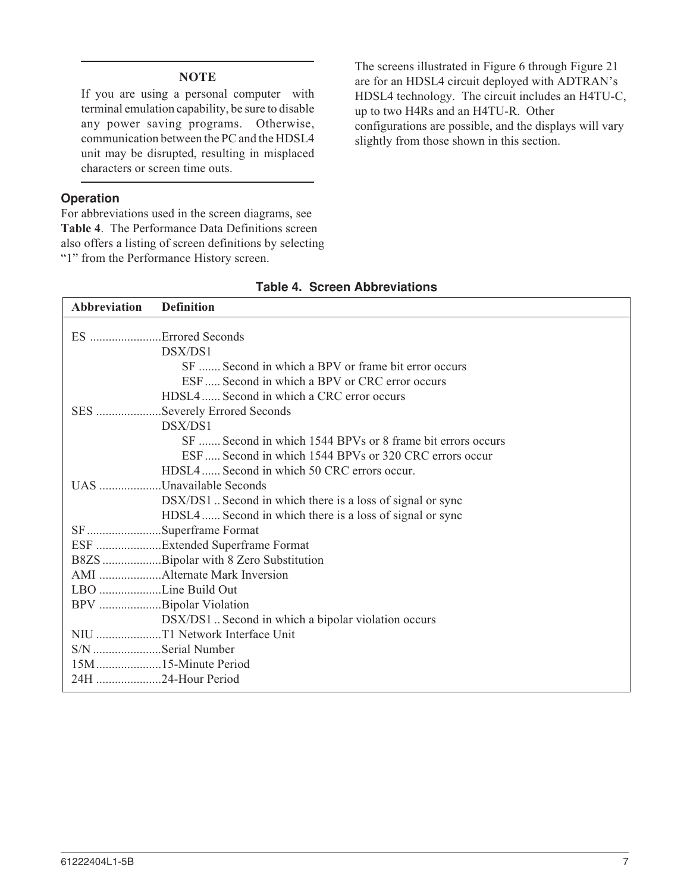**NOTE**

If you are using a personal computer with terminal emulation capability, be sure to disable any power saving programs. Otherwise, communication between the PC and the HDSL4 unit may be disrupted, resulting in misplaced characters or screen time outs.

### Operation

For abbreviations used in the screen diagrams, see **Table 4**. The Performance Data Definitions screen also offers a listing of screen definitions by selecting "1" from the Performance History screen.

The screens illustrated in Figure 6 through Figure 21 are for an HDSL4 circuit deployed with ADTRAN's HDSL4 technology. The circuit includes an H4TU-C, up to two H4Rs and an H4TU-R. Other configurations are possible, and the displays will vary slightly from those shown in this section.

**Table 4. Screen Abbreviations**

| Abbreviation | Definition |
|---|---|
| ES | Errored Seconds |
| | DSX/DS1 |
| | SF ....... Second in which a BPV or frame bit error occurs |
| | ESF ..... Second in which a BPV or CRC error occurs |
| | HDSL4 ...... Second in which a CRC error occurs |
| SES | Severely Errored Seconds |
| | DSX/DS1 |
| | SF ....... Second in which 1544 BPVs or 8 frame bit errors occurs |
| | ESF ..... Second in which 1544 BPVs or 320 CRC errors occur |
| | HDSL4 ...... Second in which 50 CRC errors occur. |
| UAS | Unavailable Seconds |
| | DSX/DS1 .. Second in which there is a loss of signal or sync |
| | HDSL4 ...... Second in which there is a loss of signal or sync |
| SF | Superframe Format |
| ESF | Extended Superframe Format |
| B8ZS | Bipolar with 8 Zero Substitution |
| AMI | Alternate Mark Inversion |
| LBO | Line Build Out |
| BPV | Bipolar Violation |
| | DSX/DS1 .. Second in which a bipolar violation occurs |
| NIU | T1 Network Interface Unit |
| S/N | Serial Number |
| 15M | 15-Minute Period |
| 24H | 24-Hour Period |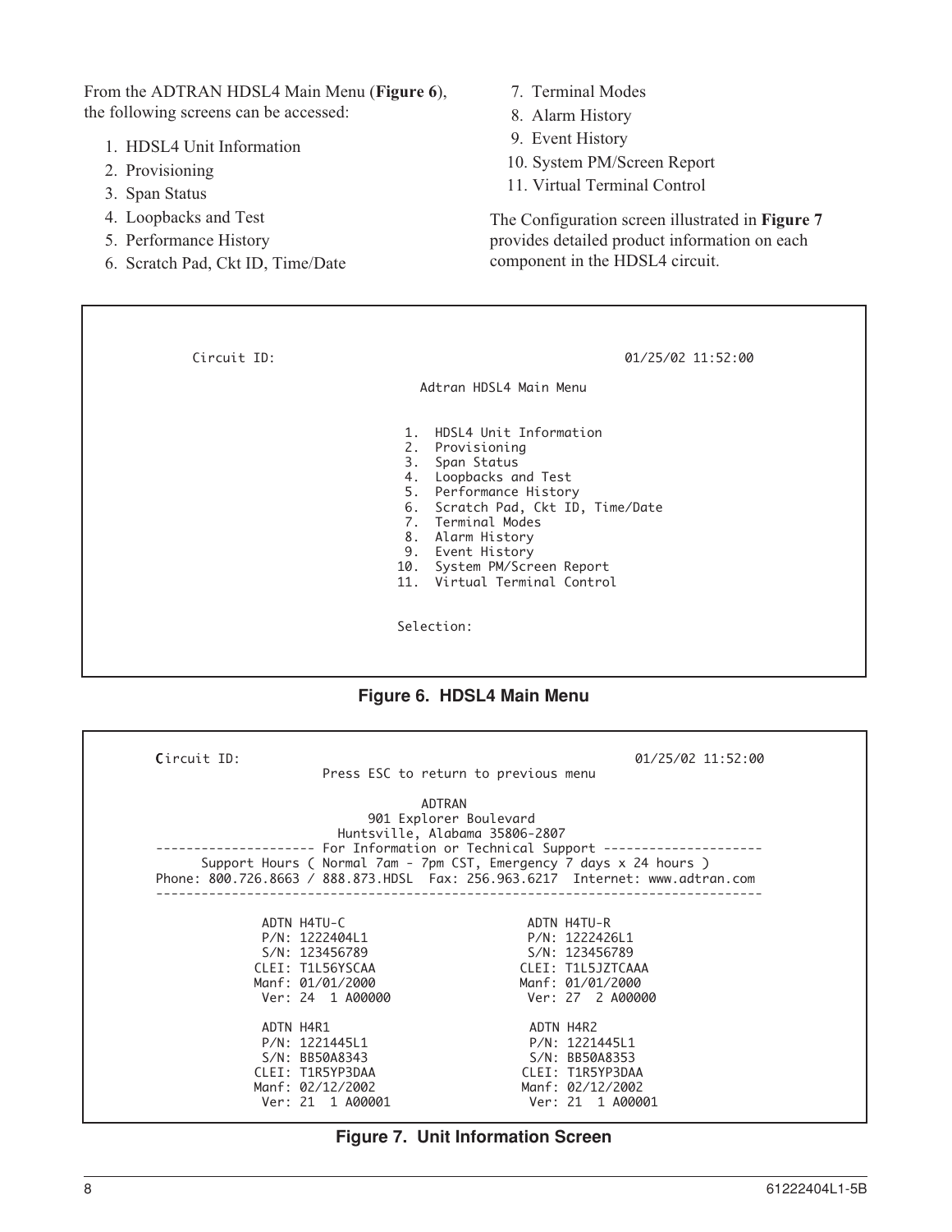From the ADTRAN HDSL4 Main Menu (**Figure 6**), the following screens can be accessed:

1. HDSL4 Unit Information
2. Provisioning
3. Span Status
4. Loopbacks and Test
5. Performance History
6. Scratch Pad, Ckt ID, Time/Date
7. Terminal Modes
8. Alarm History
9. Event History
10. System PM/Screen Report
11. Virtual Terminal Control

The Configuration screen illustrated in **Figure 7** provides detailed product information on each component in the HDSL4 circuit.

```
Circuit ID:                                                01/25/02 11:52:00

                              Adtran HDSL4 Main Menu

                            1.  HDSL4 Unit Information
                            2.  Provisioning
                            3.  Span Status
                            4.  Loopbacks and Test
                            5.  Performance History
                            6.  Scratch Pad, Ckt ID, Time/Date
                            7.  Terminal Modes
                            8.  Alarm History
                            9.  Event History
                           10.  System PM/Screen Report
                           11.  Virtual Terminal Control


                           Selection:
```

**Figure 6. HDSL4 Main Menu**

```
Circuit ID:                                                      01/25/02 11:52:00
                      Press ESC to return to previous menu

                                    ADTRAN
                            901 Explorer Boulevard
                          Huntsville, Alabama 35806-2807
-------------------- For Information or Technical Support --------------------
      Support Hours ( Normal 7am - 7pm CST, Emergency 7 days x 24 hours )
Phone: 800.726.8663 / 888.873.HDSL  Fax: 256.963.6217  Internet: www.adtran.com
-------------------------------------------------------------------------------

             ADTN H4TU-C                          ADTN H4TU-R
             P/N: 1222404L1                       P/N: 1222426L1
             S/N: 123456789                       S/N: 123456789
            CLEI: T1L56YSCAA                     CLEI: T1L5JZTCAAA
            Manf: 01/01/2000                     Manf: 01/01/2000
             Ver: 24  1 A00000                    Ver: 27  2 A00000

             ADTN H4R1                            ADTN H4R2
             P/N: 1221445L1                       P/N: 1221445L1
             S/N: BB50A8343                       S/N: BB50A8353
            CLEI: T1R5YP3DAA                     CLEI: T1R5YP3DAA
            Manf: 02/12/2002                     Manf: 02/12/2002
             Ver: 21  1 A00001                    Ver: 21  1 A00001
```

**Figure 7. Unit Information Screen**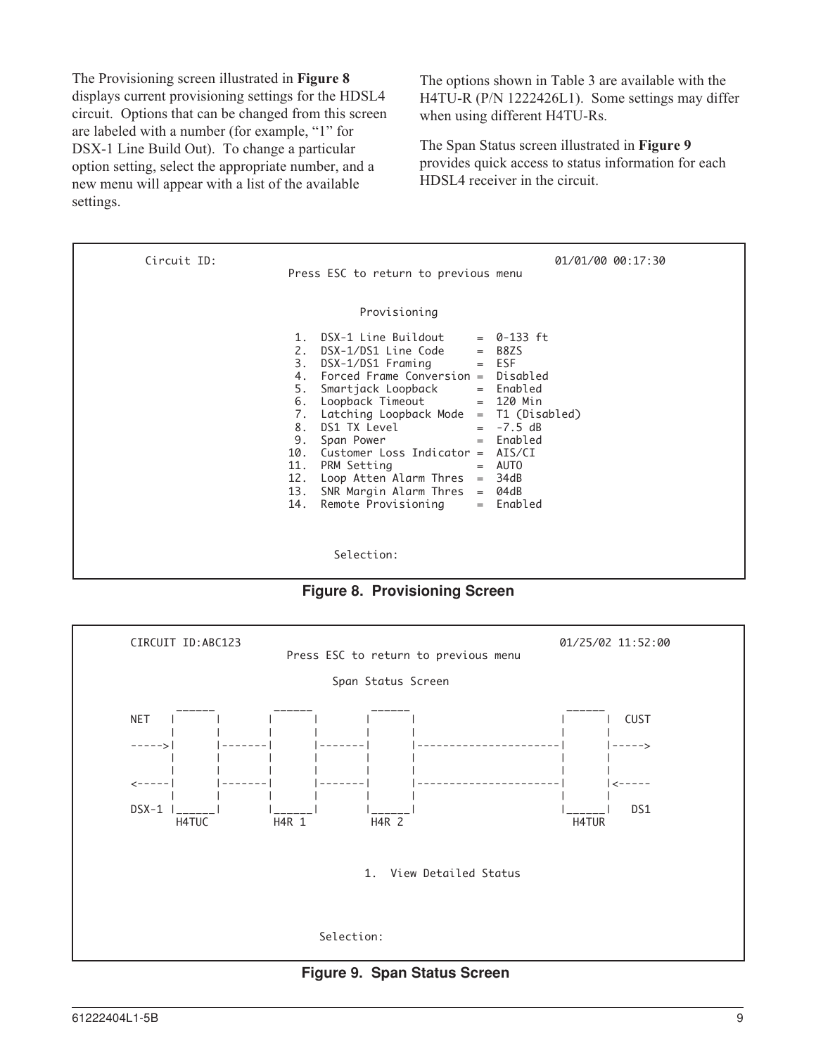The Provisioning screen illustrated in **Figure 8** displays current provisioning settings for the HDSL4 circuit. Options that can be changed from this screen are labeled with a number (for example, “1” for DSX-1 Line Build Out). To change a particular option setting, select the appropriate number, and a new menu will appear with a list of the available settings.

The options shown in Table 3 are available with the H4TU-R (P/N 1222426L1). Some settings may differ when using different H4TU-Rs.

The Span Status screen illustrated in **Figure 9** provides quick access to status information for each HDSL4 receiver in the circuit.

```
Circuit ID:                                                 01/01/00 00:17:30
                         Press ESC to return to previous menu


                                Provisioning

                 1.  DSX-1 Line Buildout     =  0-133 ft
                 2.  DSX-1/DS1 Line Code     =  B8ZS
                 3.  DSX-1/DS1 Framing       =  ESF
                 4.  Forced Frame Conversion =  Disabled
                 5.  Smartjack Loopback      =  Enabled
                 6.  Loopback Timeout        =  120 Min
                 7.  Latching Loopback Mode  =  T1 (Disabled)
                 8.  DS1 TX Level            =  -7.5 dB
                 9.  Span Power              =  Enabled
                10.  Customer Loss Indicator =  AIS/CI
                11.  PRM Setting             =  AUTO
                12.  Loop Atten Alarm Thres  =  34dB
                13.  SNR Margin Alarm Thres  =  04dB
                14.  Remote Provisioning     =  Enabled



                              Selection:
```

**Figure 8. Provisioning Screen**

```
CIRCUIT ID:ABC123                                            01/25/02 11:52:00
                         Press ESC to return to previous menu

                              Span Status Screen

         ______        ______        ______                        ______
NET     |      |      |      |      |      |                      |      |  CUST
        |      |      |      |      |      |                      |      |
----->|      |-------|      |-------|      |----------------------|      |----->
        |      |      |      |      |      |                      |      |
        |      |      |      |      |      |                      |      |
<-----|      |-------|      |-------|      |----------------------|      |<-----
        |      |      |      |      |      |                      |      |
DSX-1   |______|      |______|      |______|                      |______|   DS1
         H4TUC         H4R 1         H4R 2                         H4TUR


                              1.  View Detailed Status



                           Selection:
```

**Figure 9. Span Status Screen**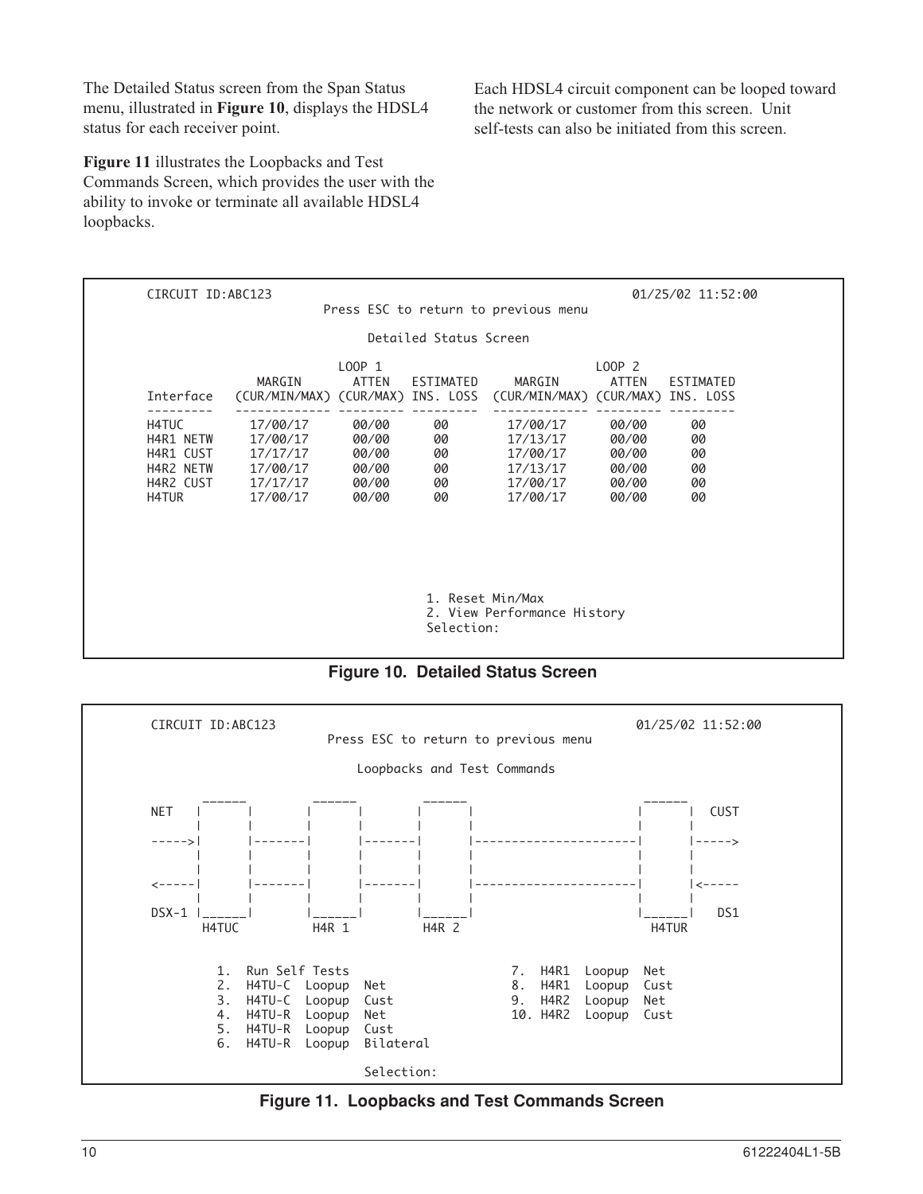The Detailed Status screen from the Span Status menu, illustrated in **Figure 10**, displays the HDSL4 status for each receiver point.

**Figure 11** illustrates the Loopbacks and Test Commands Screen, which provides the user with the ability to invoke or terminate all available HDSL4 loopbacks.

Each HDSL4 circuit component can be looped toward the network or customer from this screen. Unit self-tests can also be initiated from this screen.

```
    CIRCUIT ID:ABC123                                                    01/25/02 11:52:00
                              Press ESC to return to previous menu

                                    Detailed Status Screen

                             LOOP 1                                  LOOP 2
                 MARGIN       ATTEN   ESTIMATED     MARGIN        ATTEN   ESTIMATED
    Interface   (CUR/MIN/MAX) (CUR/MAX) INS. LOSS   (CUR/MIN/MAX) (CUR/MAX) INS. LOSS
    ---------   ------------- --------- ---------   ------------- --------- ---------
    H4TUC         17/00/17      00/00      00         17/00/17      00/00      00
    H4R1 NETW     17/00/17      00/00      00         17/13/17      00/00      00
    H4R1 CUST     17/17/17      00/00      00         17/00/17      00/00      00
    H4R2 NETW     17/00/17      00/00      00         17/13/17      00/00      00
    H4R2 CUST     17/17/17      00/00      00         17/00/17      00/00      00
    H4TUR         17/00/17      00/00      00         17/00/17      00/00      00






                                              1. Reset Min/Max
                                              2. View Performance History
                                              Selection:
```

**Figure 10. Detailed Status Screen**

```
    CIRCUIT ID:ABC123                                                    01/25/02 11:52:00
                              Press ESC to return to previous menu

                                 Loopbacks and Test Commands

             ______         ______         ______                          ______
    NET     |      |       |      |       |      |                        |      |   CUST
            |      |       |      |       |      |                        |      |
    ----->  |      |-------|      |-------|      |------------------------|      |----->
            |      |       |      |       |      |                        |      |
            |      |       |      |       |      |                        |      |
    <-----  |      |-------|      |-------|      |------------------------|      |<-----
            |      |       |      |       |      |                        |      |
    DSX-1   |______|       |______|       |______|                        |______|   DS1
             H4TUC          H4R 1          H4R 2                           H4TUR

           1.  Run Self Tests                          7.  H4R1  Loopup  Net
           2.  H4TU-C  Loopup  Net                     8.  H4R1  Loopup  Cust
           3.  H4TU-C  Loopup  Cust                    9.  H4R2  Loopup  Net
           4.  H4TU-R  Loopup  Net                     10. H4R2  Loopup  Cust
           5.  H4TU-R  Loopup  Cust
           6.  H4TU-R  Loopup  Bilateral

                              Selection:
```

**Figure 11. Loopbacks and Test Commands Screen**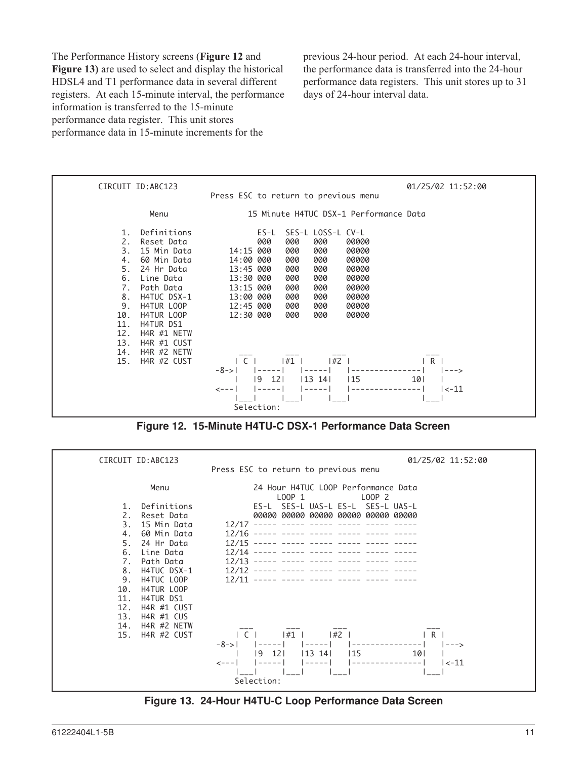The Performance History screens (**Figure 12** and **Figure 13)** are used to select and display the historical HDSL4 and T1 performance data in several different registers. At each 15-minute interval, the performance information is transferred to the 15-minute performance data register. This unit stores performance data in 15-minute increments for the previous 24-hour period. At each 24-hour interval, the performance data is transferred into the 24-hour performance data registers. This unit stores up to 31 days of 24-hour interval data.

```
CIRCUIT ID:ABC123                                              01/25/02 11:52:00
                         Press ESC to return to previous menu

         Menu                 15 Minute H4TUC DSX-1 Performance Data

   1.  Definitions               ES-L  SES-L LOSS-L CV-L
   2.  Reset Data                000   000   000    00000
   3.  15 Min Data         14:15 000   000   000    00000
   4.  60 Min Data         14:00 000   000   000    00000
   5.  24 Hr Data          13:45 000   000   000    00000
   6.  Line Data           13:30 000   000   000    00000
   7.  Path Data           13:15 000   000   000    00000
   8.  H4TUC DSX-1         13:00 000   000   000    00000
   9.  H4TUR LOOP          12:45 000   000   000    00000
  10.  H4TUR LOOP          12:30 000   000   000    00000
  11.  H4TUR DS1
  12.  H4R #1 NETW
  13.  H4R #1 CUST
  14.  H4R #2 NETW          ___       ___       ___                 ___
  15.  H4R #2 CUST         | C |     |#1 |     |#2 |               | R |
                       -8->|   |-----|   |-----|   |---------------|   |--->
                           |   |9  12|   |13 14|   |15           10|   |
                       <---|   |-----|   |-----|   |---------------|   |<-11
                           |___|     |___|     |___|               |___|
                          Selection:
```

**Figure 12. 15-Minute H4TU-C DSX-1 Performance Data Screen**

```
CIRCUIT ID:ABC123                                              01/25/02 11:52:00
                         Press ESC to return to previous menu

         Menu                 24 Hour H4TUC LOOP Performance Data
                                    LOOP 1            LOOP 2
   1.  Definitions            ES-L  SES-L UAS-L ES-L  SES-L UAS-L
   2.  Reset Data             00000 00000 00000 00000 00000 00000
   3.  15 Min Data      12/17 ----- ----- ----- ----- ----- -----
   4.  60 Min Data      12/16 ----- ----- ----- ----- ----- -----
   5.  24 Hr Data       12/15 ----- ----- ----- ----- ----- -----
   6.  Line Data        12/14 ----- ----- ----- ----- ----- -----
   7.  Path Data        12/13 ----- ----- ----- ----- ----- -----
   8.  H4TUC DSX-1      12/12 ----- ----- ----- ----- ----- -----
   9.  H4TUC LOOP       12/11 ----- ----- ----- ----- ----- -----
  10.  H4TUR LOOP
  11.  H4TUR DS1
  12.  H4R #1 CUST
  13.  H4R #1 CUS
  14.  H4R #2 NETW          ___       ___       ___                 ___
  15.  H4R #2 CUST         | C |     |#1 |     |#2 |               | R |
                       -8->|   |-----|   |-----|   |---------------|   |--->
                           |   |9  12|   |13 14|   |15           10|   |
                       <---|   |-----|   |-----|   |---------------|   |<-11
                           |___|     |___|     |___|               |___|
                          Selection:
```

**Figure 13. 24-Hour H4TU-C Loop Performance Data Screen**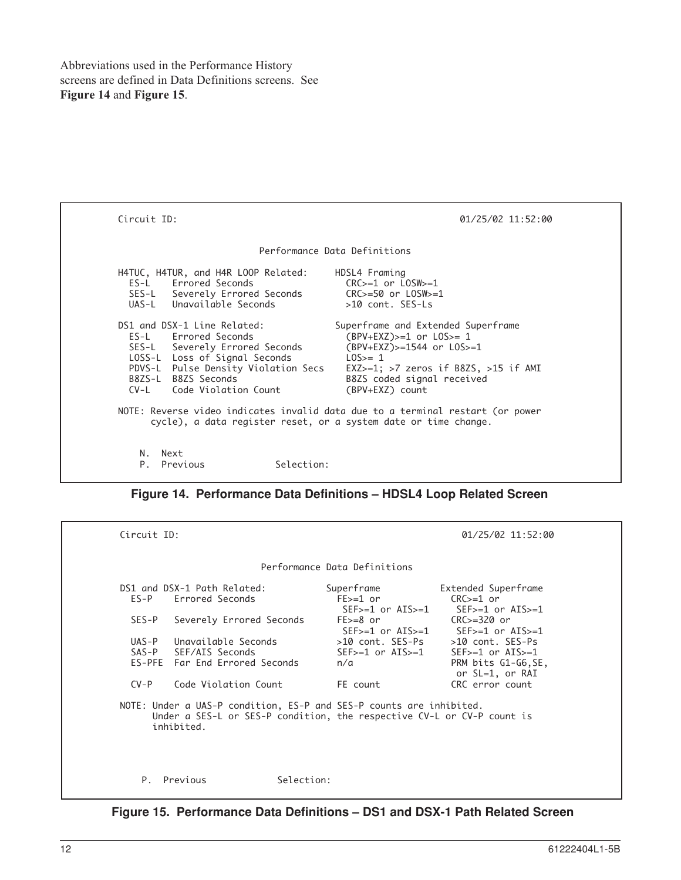Abbreviations used in the Performance History screens are defined in Data Definitions screens. See **Figure 14** and **Figure 15**.

```
Circuit ID:                                                    01/25/02 11:52:00

                              Performance Data Definitions

H4TUC, H4TUR, and H4R LOOP Related:     HDSL4 Framing
  ES-L    Errored Seconds                 CRC>=1 or LOSW>=1
  SES-L   Severely Errored Seconds        CRC>=50 or LOSW>=1
  UAS-L   Unavailable Seconds             >10 cont. SES-Ls

DS1 and DSX-1 Line Related:             Superframe and Extended Superframe
  ES-L    Errored Seconds                 (BPV+EXZ)>=1 or LOS>= 1
  SES-L   Severely Errored Seconds        (BPV+EXZ)>=1544 or LOS>=1
  LOSS-L  Loss of Signal Seconds          LOS>= 1
  PDVS-L  Pulse Density Violation Secs    EXZ>=1; >7 zeros if B8ZS, >15 if AMI
  B8ZS-L  B8ZS Seconds                    B8ZS coded signal received
  CV-L    Code Violation Count            (BPV+EXZ) count

NOTE: Reverse video indicates invalid data due to a terminal restart (or power
      cycle), a data register reset, or a system date or time change.


    N.  Next
    P.  Previous              Selection:
```

**Figure 14. Performance Data Definitions – HDSL4 Loop Related Screen**

```
Circuit ID:                                                    01/25/02 11:52:00

                              Performance Data Definitions

DS1 and DSX-1 Path Related:           Superframe           Extended Superframe
  ES-P    Errored Seconds               FE>=1 or             CRC>=1 or
                                         SEF>=1 or AIS>=1     SEF>=1 or AIS>=1
  SES-P   Severely Errored Seconds      FE>=8 or             CRC>=320 or
                                         SEF>=1 or AIS>=1     SEF>=1 or AIS>=1
  UAS-P   Unavailable Seconds           >10 cont. SES-Ps     >10 cont. SES-Ps
  SAS-P   SEF/AIS Seconds               SEF>=1 or AIS>=1     SEF>=1 or AIS>=1
  ES-PFE  Far End Errored Seconds       n/a                  PRM bits G1-G6,SE,
                                                              or SL=1, or RAI
  CV-P    Code Violation Count          FE count             CRC error count

NOTE: Under a UAS-P condition, ES-P and SES-P counts are inhibited.
      Under a SES-L or SES-P condition, the respective CV-L or CV-P count is
      inhibited.



    P.  Previous              Selection:
```

**Figure 15. Performance Data Definitions – DS1 and DSX-1 Path Related Screen**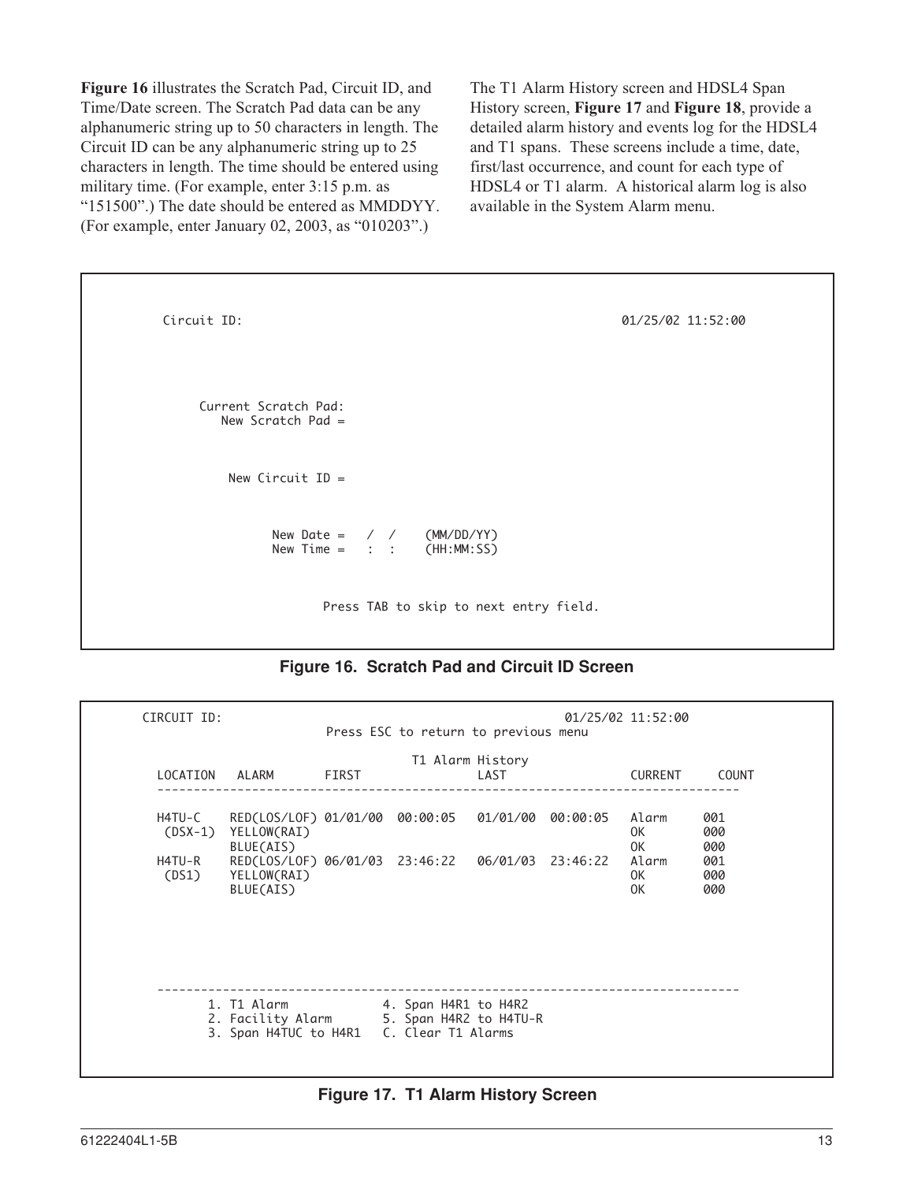**Figure 16** illustrates the Scratch Pad, Circuit ID, and Time/Date screen. The Scratch Pad data can be any alphanumeric string up to 50 characters in length. The Circuit ID can be any alphanumeric string up to 25 characters in length. The time should be entered using military time. (For example, enter 3:15 p.m. as "151500".) The date should be entered as MMDDYY. (For example, enter January 02, 2003, as "010203".)

The T1 Alarm History screen and HDSL4 Span History screen, **Figure 17** and **Figure 18**, provide a detailed alarm history and events log for the HDSL4 and T1 spans. These screens include a time, date, first/last occurrence, and count for each type of HDSL4 or T1 alarm. A historical alarm log is also available in the System Alarm menu.

```
 Circuit ID:                                                        01/25/02 11:52:00



      Current Scratch Pad:
         New Scratch Pad =


          New Circuit ID =


                New Date =   /  /     (MM/DD/YY)
                New Time =   :  :     (HH:MM:SS)


                       Press TAB to skip to next entry field.
```

**Figure 16. Scratch Pad and Circuit ID Screen**

```
CIRCUIT ID:                                                 01/25/02 11:52:00
                         Press ESC to return to previous menu

                                     T1 Alarm History
  LOCATION   ALARM       FIRST                 LAST                 CURRENT     COUNT
  -------------------------------------------------------------------------------

  H4TU-C    RED(LOS/LOF) 01/01/00  00:00:05   01/01/00  00:00:05   Alarm      001
   (DSX-1)  YELLOW(RAI)                                            OK         000
            BLUE(AIS)                                              OK         000
  H4TU-R    RED(LOS/LOF) 06/01/03  23:46:22   06/01/03  23:46:22   Alarm      001
   (DS1)    YELLOW(RAI)                                            OK         000
            BLUE(AIS)                                              OK         000






  -------------------------------------------------------------------------------
         1. T1 Alarm            4. Span H4R1 to H4R2
         2. Facility Alarm      5. Span H4R2 to H4TU-R
         3. Span H4TUC to H4R1  C. Clear T1 Alarms
```

**Figure 17. T1 Alarm History Screen**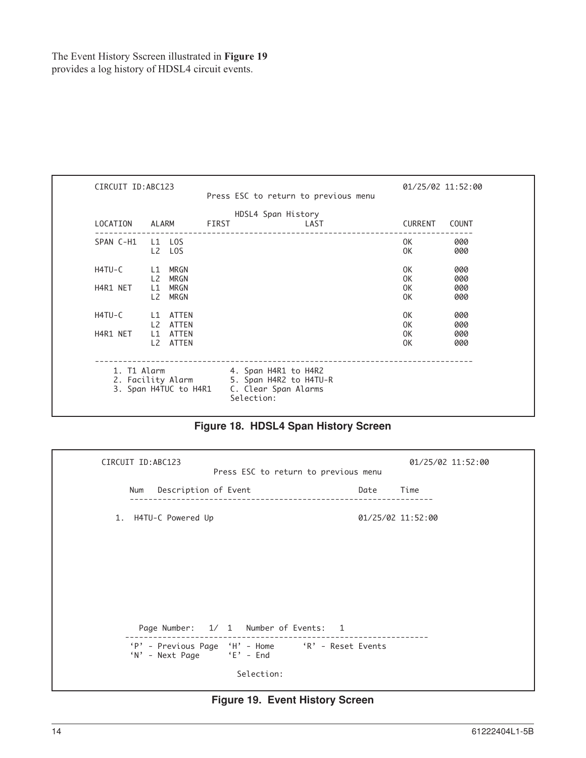The Event History Sscreen illustrated in **Figure 19** provides a log history of HDSL4 circuit events.

```
CIRCUIT ID:ABC123                                                          01/25/02 11:52:00
                           Press ESC to return to previous menu

                                 HDSL4 Span History
LOCATION    ALARM       FIRST                 LAST                 CURRENT   COUNT
--------------------------------------------------------------------------------
SPAN C-H1   L1  LOS                                                OK        000
            L2  LOS                                                OK        000

H4TU-C      L1  MRGN                                               OK        000
            L2  MRGN                                               OK        000
H4R1 NET    L1  MRGN                                               OK        000
            L2  MRGN                                               OK        000

H4TU-C      L1  ATTEN                                              OK        000
            L2  ATTEN                                              OK        000
H4R1 NET    L1  ATTEN                                              OK        000
            L2  ATTEN                                              OK        000

--------------------------------------------------------------------------------
    1. T1 Alarm              4. Span H4R1 to H4R2
    2. Facility Alarm        5. Span H4R2 to H4TU-R
    3. Span H4TUC to H4R1    C. Clear Span Alarms
                             Selection:
```

**Figure 18. HDSL4 Span History Screen**

```
CIRCUIT ID:ABC123                                                          01/25/02 11:52:00
                           Press ESC to return to previous menu

      Num   Description of Event                       Date      Time
      -----------------------------------------------------------------

   1.  H4TU-C Powered Up                               01/25/02 11:52:00









        Page Number:   1/  1   Number of Events:   1
      -----------------------------------------------------------------
      'P' - Previous Page  'H' - Home      'R' - Reset Events
      'N' - Next Page      'E' - End

                              Selection:
```

**Figure 19. Event History Screen**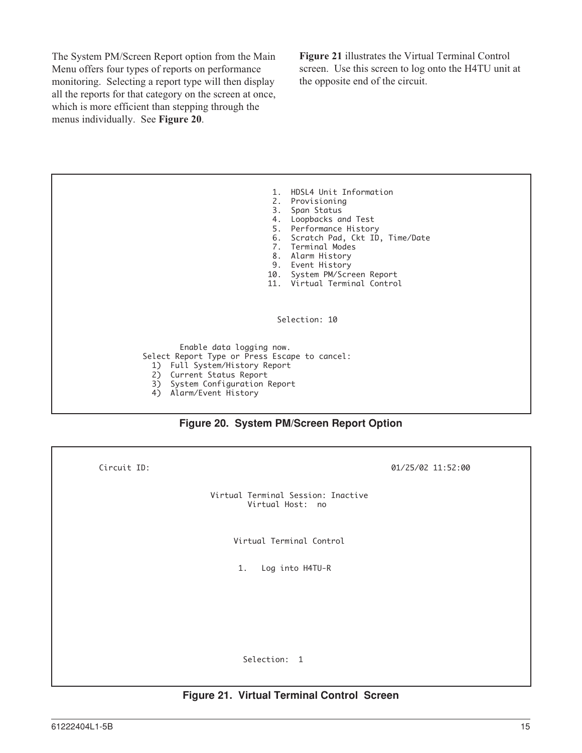The System PM/Screen Report option from the Main Menu offers four types of reports on performance monitoring. Selecting a report type will then display all the reports for that category on the screen at once, which is more efficient than stepping through the menus individually. See **Figure 20**.

**Figure 21** illustrates the Virtual Terminal Control screen. Use this screen to log onto the H4TU unit at the opposite end of the circuit.

```
                                       1.  HDSL4 Unit Information
                                       2.  Provisioning
                                       3.  Span Status
                                       4.  Loopbacks and Test
                                       5.  Performance History
                                       6.  Scratch Pad, Ckt ID, Time/Date
                                       7.  Terminal Modes
                                       8.  Alarm History
                                       9.  Event History
                                      10.  System PM/Screen Report
                                      11.  Virtual Terminal Control



                                        Selection: 10


           Enable data logging now.
   Select Report Type or Press Escape to cancel:
     1)  Full System/History Report
     2)  Current Status Report
     3)  System Configuration Report
     4)  Alarm/Event History
```

**Figure 20. System PM/Screen Report Option**

```
Circuit ID:                                                  01/25/02 11:52:00


                          Virtual Terminal Session: Inactive
                                  Virtual Host:  no



                               Virtual Terminal Control


                                1.   Log into H4TU-R









                                 Selection:  1
```

**Figure 21. Virtual Terminal Control Screen**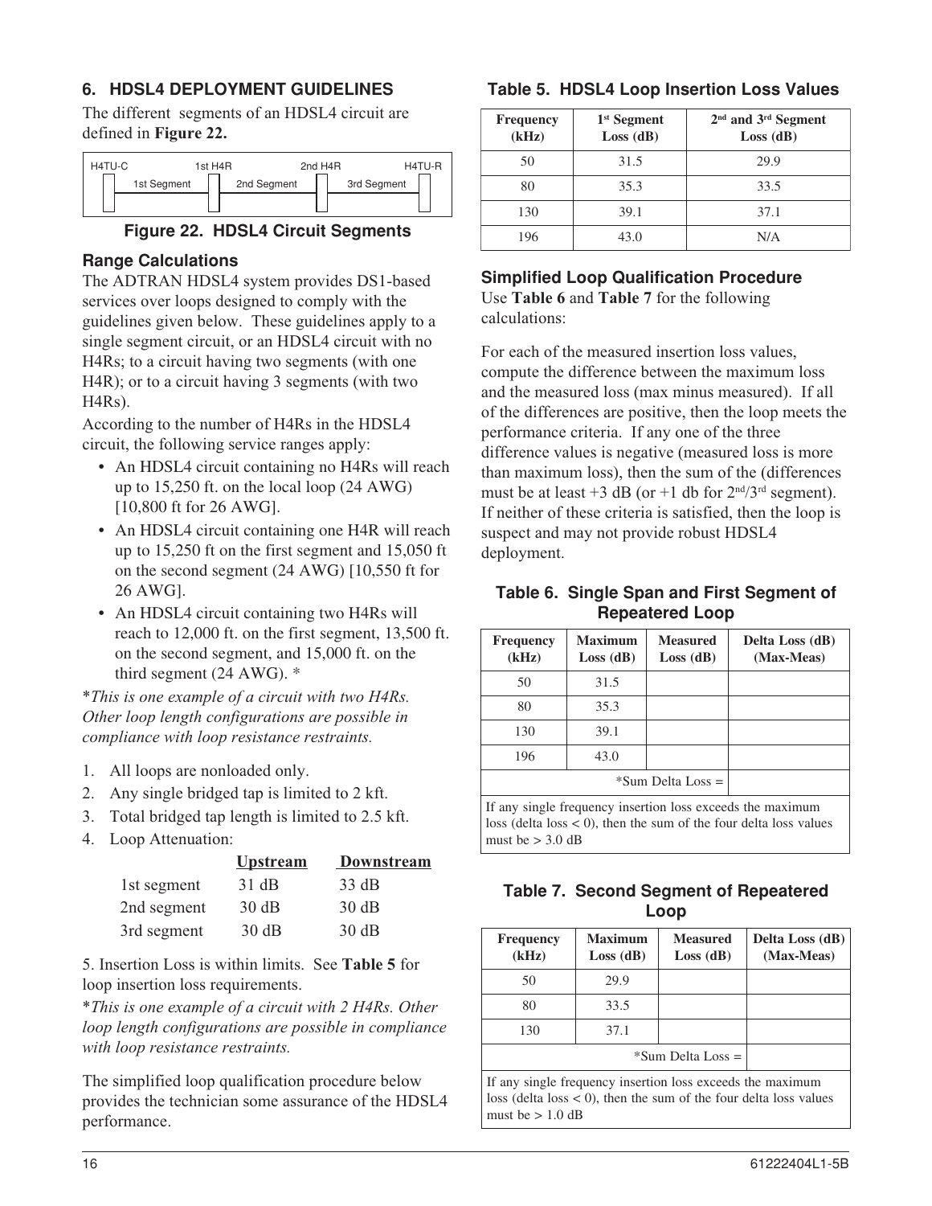## 6. HDSL4 DEPLOYMENT GUIDELINES

The different segments of an HDSL4 circuit are defined in **Figure 22.**

| H4TU-C | 1st H4R | 2nd H4R | H4TU-R |
|---|---|---|---|
| 1st Segment | 2nd Segment | 3rd Segment | |

**Figure 22. HDSL4 Circuit Segments**

### Range Calculations

The ADTRAN HDSL4 system provides DS1-based services over loops designed to comply with the guidelines given below. These guidelines apply to a single segment circuit, or an HDSL4 circuit with no H4Rs; to a circuit having two segments (with one H4R); or to a circuit having 3 segments (with two H4Rs).

According to the number of H4Rs in the HDSL4 circuit, the following service ranges apply:

- An HDSL4 circuit containing no H4Rs will reach up to 15,250 ft. on the local loop (24 AWG) [10,800 ft for 26 AWG].
- An HDSL4 circuit containing one H4R will reach up to 15,250 ft on the first segment and 15,050 ft on the second segment (24 AWG) [10,550 ft for 26 AWG].
- An HDSL4 circuit containing two H4Rs will reach to 12,000 ft. on the first segment, 13,500 ft. on the second segment, and 15,000 ft. on the third segment (24 AWG). *

*\*This is one example of a circuit with two H4Rs. Other loop length configurations are possible in compliance with loop resistance restraints.*

1. All loops are nonloaded only.
2. Any single bridged tap is limited to 2 kft.
3. Total bridged tap length is limited to 2.5 kft.
4. Loop Attenuation:

| | Upstream | Downstream |
|---|---|---|
| 1st segment | 31 dB | 33 dB |
| 2nd segment | 30 dB | 30 dB |
| 3rd segment | 30 dB | 30 dB |

5. Insertion Loss is within limits. See **Table 5** for loop insertion loss requirements.

*\*This is one example of a circuit with 2 H4Rs. Other loop length configurations are possible in compliance with loop resistance restraints.*

The simplified loop qualification procedure below provides the technician some assurance of the HDSL4 performance.

**Table 5. HDSL4 Loop Insertion Loss Values**

| Frequency (kHz) | 1st Segment Loss (dB) | 2nd and 3rd Segment Loss (dB) |
|---|---|---|
| 50 | 31.5 | 29.9 |
| 80 | 35.3 | 33.5 |
| 130 | 39.1 | 37.1 |
| 196 | 43.0 | N/A |

### Simplified Loop Qualification Procedure

Use **Table 6** and **Table 7** for the following calculations:

For each of the measured insertion loss values, compute the difference between the maximum loss and the measured loss (max minus measured). If all of the differences are positive, then the loop meets the performance criteria. If any one of the three difference values is negative (measured loss is more than maximum loss), then the sum of the (differences must be at least +3 dB (or +1 db for 2nd/3rd segment). If neither of these criteria is satisfied, then the loop is suspect and may not provide robust HDSL4 deployment.

**Table 6. Single Span and First Segment of Repeatered Loop**

| Frequency (kHz) | Maximum Loss (dB) | Measured Loss (dB) | Delta Loss (dB) (Max-Meas) |
|---|---|---|---|
| 50 | 31.5 | | |
| 80 | 35.3 | | |
| 130 | 39.1 | | |
| 196 | 43.0 | | |
| | | *Sum Delta Loss = | |

If any single frequency insertion loss exceeds the maximum loss (delta loss < 0), then the sum of the four delta loss values must be > 3.0 dB

**Table 7. Second Segment of Repeatered Loop**

| Frequency (kHz) | Maximum Loss (dB) | Measured Loss (dB) | Delta Loss (dB) (Max-Meas) |
|---|---|---|---|
| 50 | 29.9 | | |
| 80 | 33.5 | | |
| 130 | 37.1 | | |
| | | *Sum Delta Loss = | |

If any single frequency insertion loss exceeds the maximum loss (delta loss < 0), then the sum of the four delta loss values must be > 1.0 dB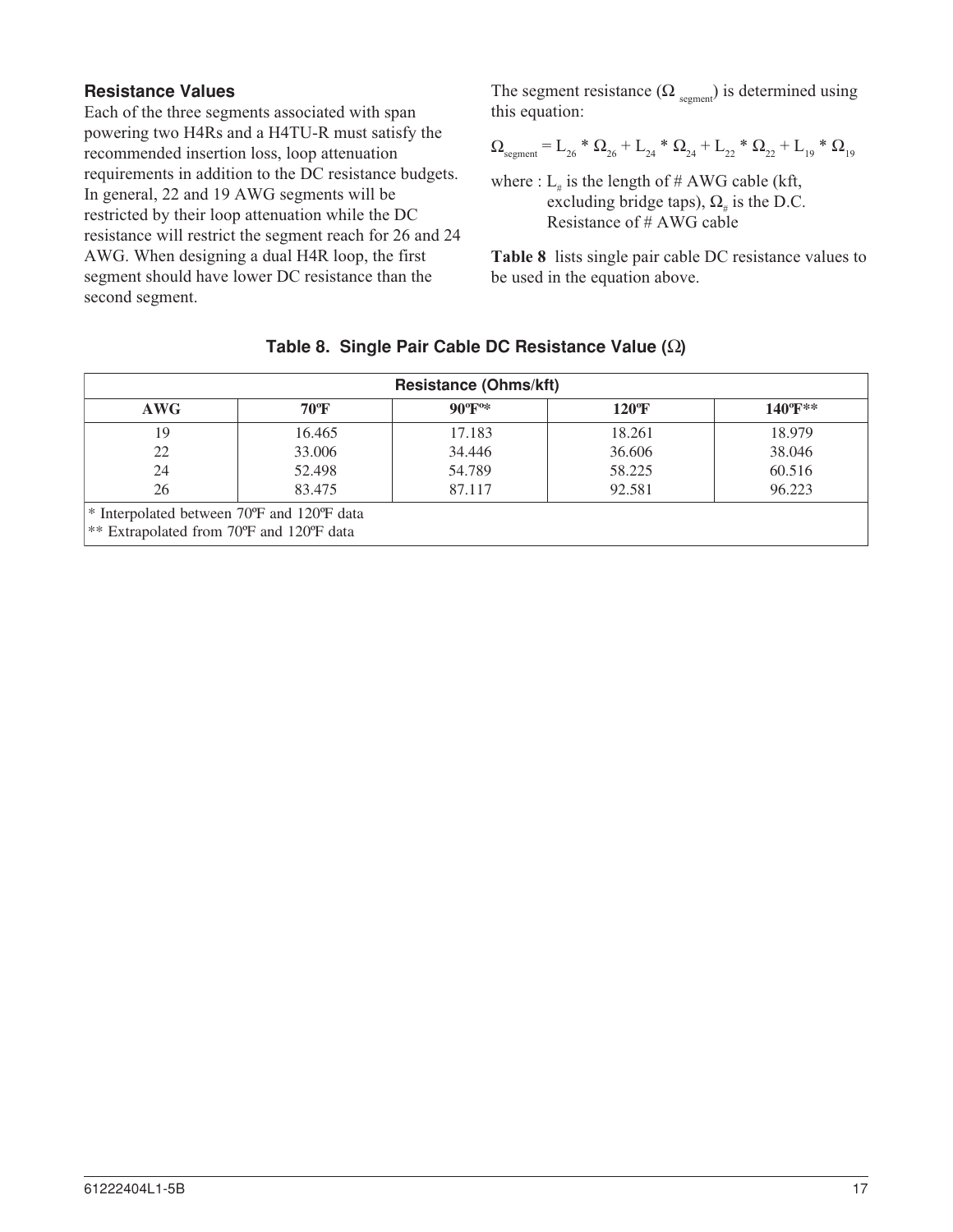## Resistance Values

Each of the three segments associated with span powering two H4Rs and a H4TU-R must satisfy the recommended insertion loss, loop attenuation requirements in addition to the DC resistance budgets. In general, 22 and 19 AWG segments will be restricted by their loop attenuation while the DC resistance will restrict the segment reach for 26 and 24 AWG. When designing a dual H4R loop, the first segment should have lower DC resistance than the second segment.

The segment resistance ($\Omega_{segment}$) is determined using this equation:

$$\Omega_{segment} = L_{26} * \Omega_{26} + L_{24} * \Omega_{24} + L_{22} * \Omega_{22} + L_{19} * \Omega_{19}$$

where : $L_{\#}$ is the length of # AWG cable (kft, excluding bridge taps), $\Omega_{\#}$ is the D.C. Resistance of # AWG cable

**Table 8** lists single pair cable DC resistance values to be used in the equation above.

**Table 8. Single Pair Cable DC Resistance Value (Ω)**

| Resistance (Ohms/kft) | | | | |
|---|---|---|---|---|
| **AWG** | **70ºF** | **90ºF\*** | **120ºF** | **140ºF\*\*** |
| 19 | 16.465 | 17.183 | 18.261 | 18.979 |
| 22 | 33.006 | 34.446 | 36.606 | 38.046 |
| 24 | 52.498 | 54.789 | 58.225 | 60.516 |
| 26 | 83.475 | 87.117 | 92.581 | 96.223 |

\* Interpolated between 70ºF and 120ºF data
\*\* Extrapolated from 70ºF and 120ºF data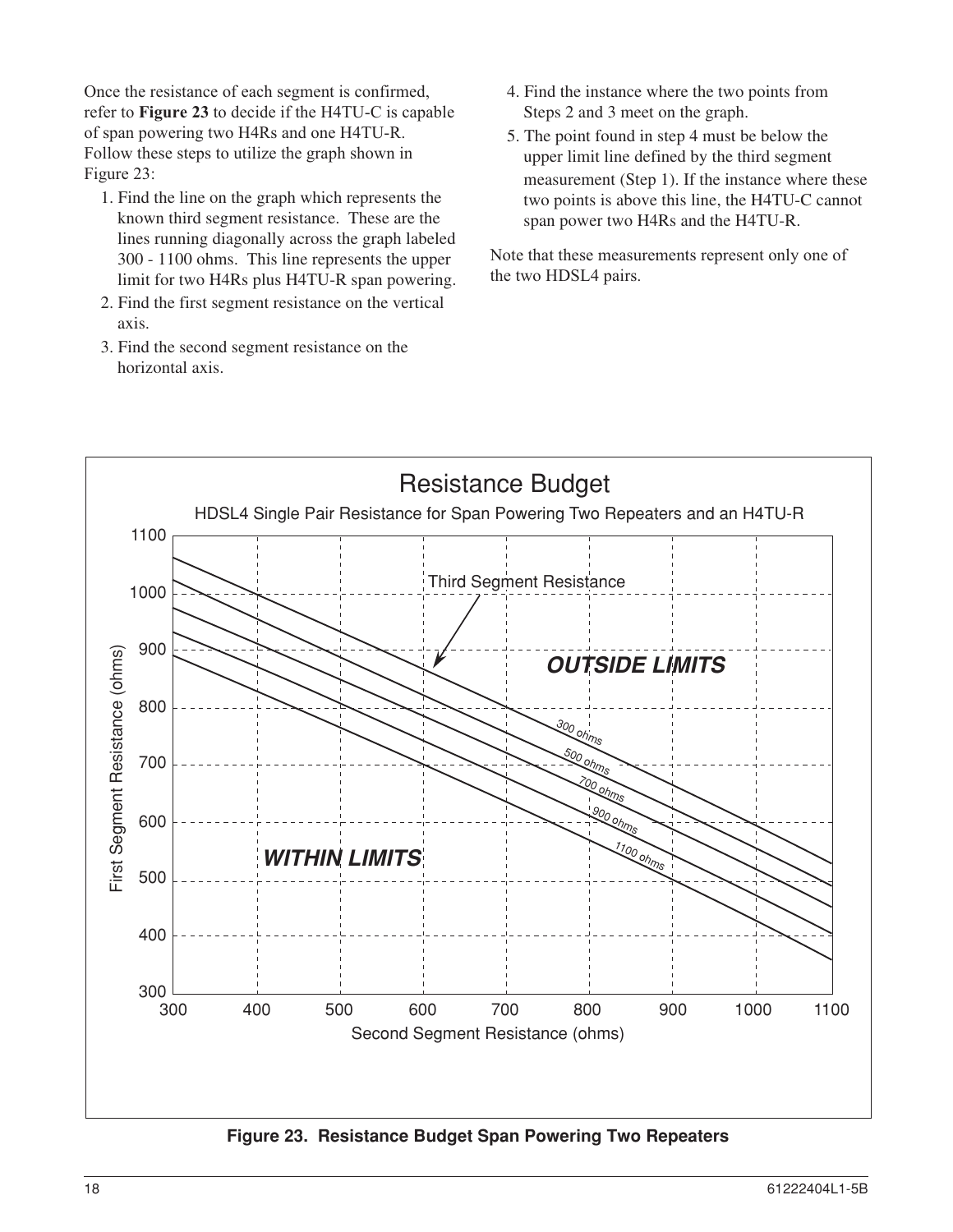Once the resistance of each segment is confirmed, refer to **Figure 23** to decide if the H4TU-C is capable of span powering two H4Rs and one H4TU-R. Follow these steps to utilize the graph shown in Figure 23:

1. Find the line on the graph which represents the known third segment resistance. These are the lines running diagonally across the graph labeled 300 - 1100 ohms. This line represents the upper limit for two H4Rs plus H4TU-R span powering.
2. Find the first segment resistance on the vertical axis.
3. Find the second segment resistance on the horizontal axis.
4. Find the instance where the two points from Steps 2 and 3 meet on the graph.
5. The point found in step 4 must be below the upper limit line defined by the third segment measurement (Step 1). If the instance where these two points is above this line, the H4TU-C cannot span power two H4Rs and the H4TU-R.

Note that these measurements represent only one of the two HDSL4 pairs.

Resistance Budget

HDSL4 Single Pair Resistance for Span Powering Two Repeaters and an H4TU-R

**Figure 23. Resistance Budget Span Powering Two Repeaters**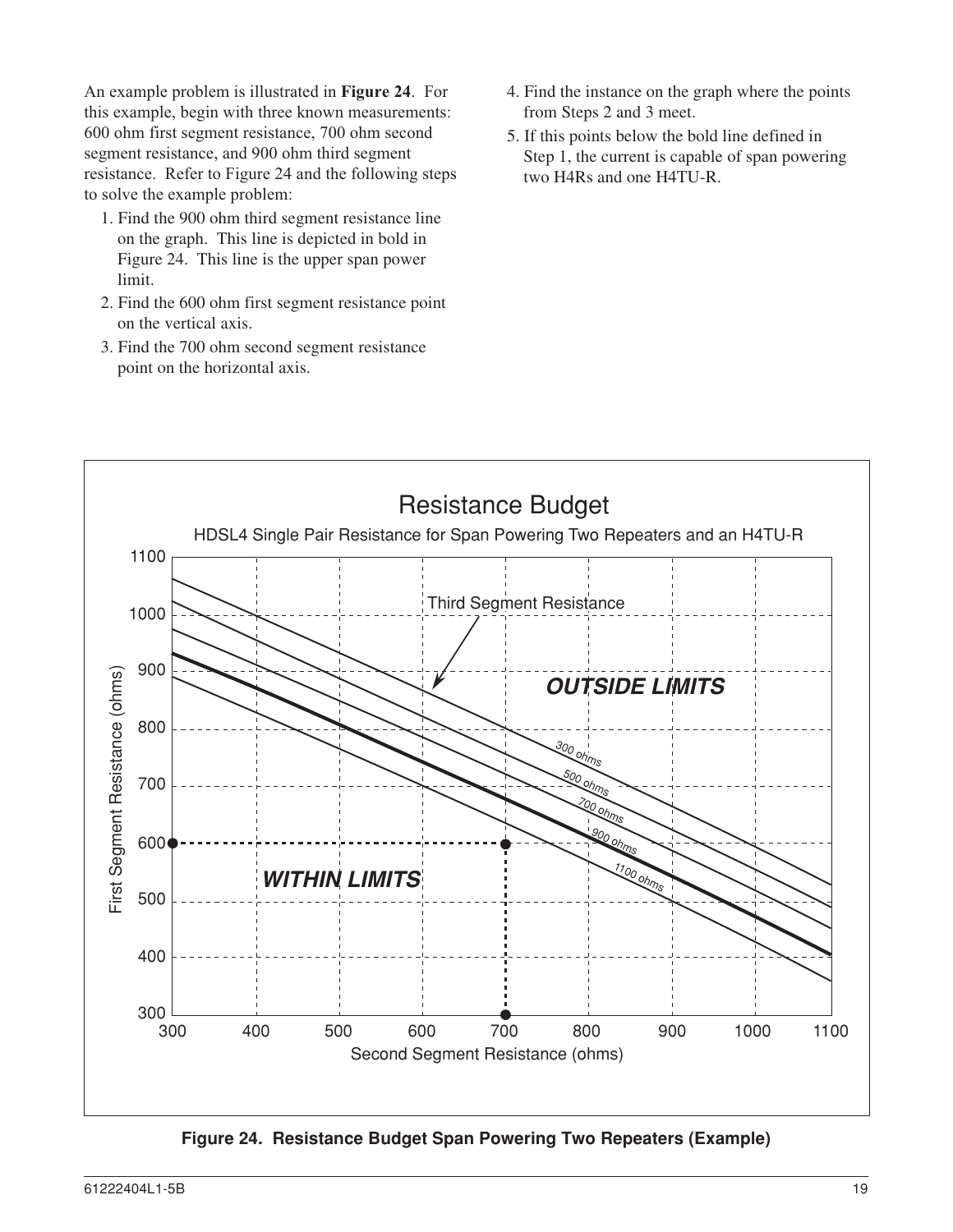An example problem is illustrated in **Figure 24**. For this example, begin with three known measurements: 600 ohm first segment resistance, 700 ohm second segment resistance, and 900 ohm third segment resistance. Refer to Figure 24 and the following steps to solve the example problem:

1. Find the 900 ohm third segment resistance line on the graph. This line is depicted in bold in Figure 24. This line is the upper span power limit.
2. Find the 600 ohm first segment resistance point on the vertical axis.
3. Find the 700 ohm second segment resistance point on the horizontal axis.
4. Find the instance on the graph where the points from Steps 2 and 3 meet.
5. If this points below the bold line defined in Step 1, the current is capable of span powering two H4Rs and one H4TU-R.

**Figure 24. Resistance Budget Span Powering Two Repeaters (Example)**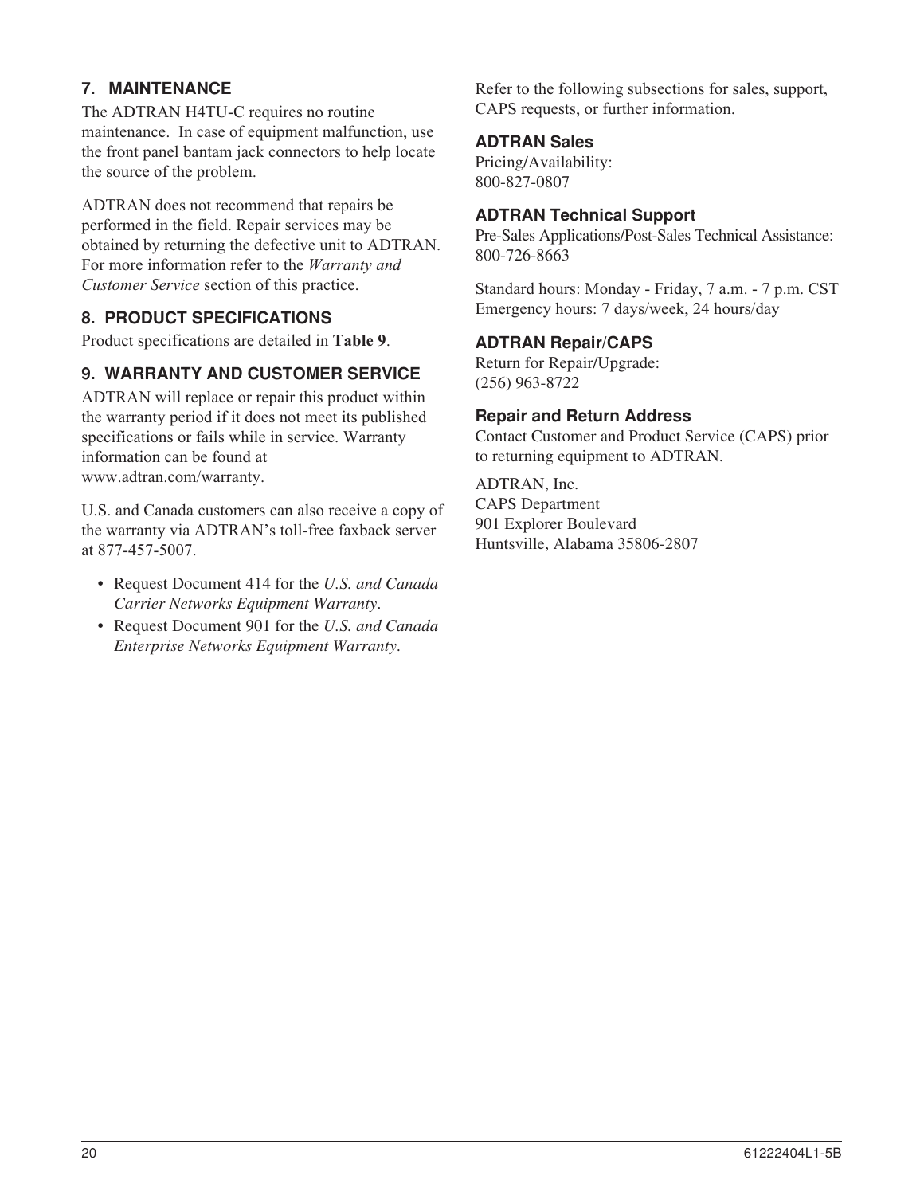## 7. MAINTENANCE

The ADTRAN H4TU-C requires no routine maintenance. In case of equipment malfunction, use the front panel bantam jack connectors to help locate the source of the problem.

ADTRAN does not recommend that repairs be performed in the field. Repair services may be obtained by returning the defective unit to ADTRAN. For more information refer to the *Warranty and Customer Service* section of this practice.

## 8. PRODUCT SPECIFICATIONS

Product specifications are detailed in **Table 9**.

## 9. WARRANTY AND CUSTOMER SERVICE

ADTRAN will replace or repair this product within the warranty period if it does not meet its published specifications or fails while in service. Warranty information can be found at www.adtran.com/warranty.

U.S. and Canada customers can also receive a copy of the warranty via ADTRAN's toll-free faxback server at 877-457-5007.

- Request Document 414 for the *U.S. and Canada Carrier Networks Equipment Warranty*.
- Request Document 901 for the *U.S. and Canada Enterprise Networks Equipment Warranty*.

Refer to the following subsections for sales, support, CAPS requests, or further information.

### ADTRAN Sales

Pricing/Availability:
800-827-0807

### ADTRAN Technical Support

Pre-Sales Applications/Post-Sales Technical Assistance:
800-726-8663

Standard hours: Monday - Friday, 7 a.m. - 7 p.m. CST
Emergency hours: 7 days/week, 24 hours/day

### ADTRAN Repair/CAPS

Return for Repair/Upgrade:
(256) 963-8722

### Repair and Return Address

Contact Customer and Product Service (CAPS) prior to returning equipment to ADTRAN.

ADTRAN, Inc.
CAPS Department
901 Explorer Boulevard
Huntsville, Alabama 35806-2807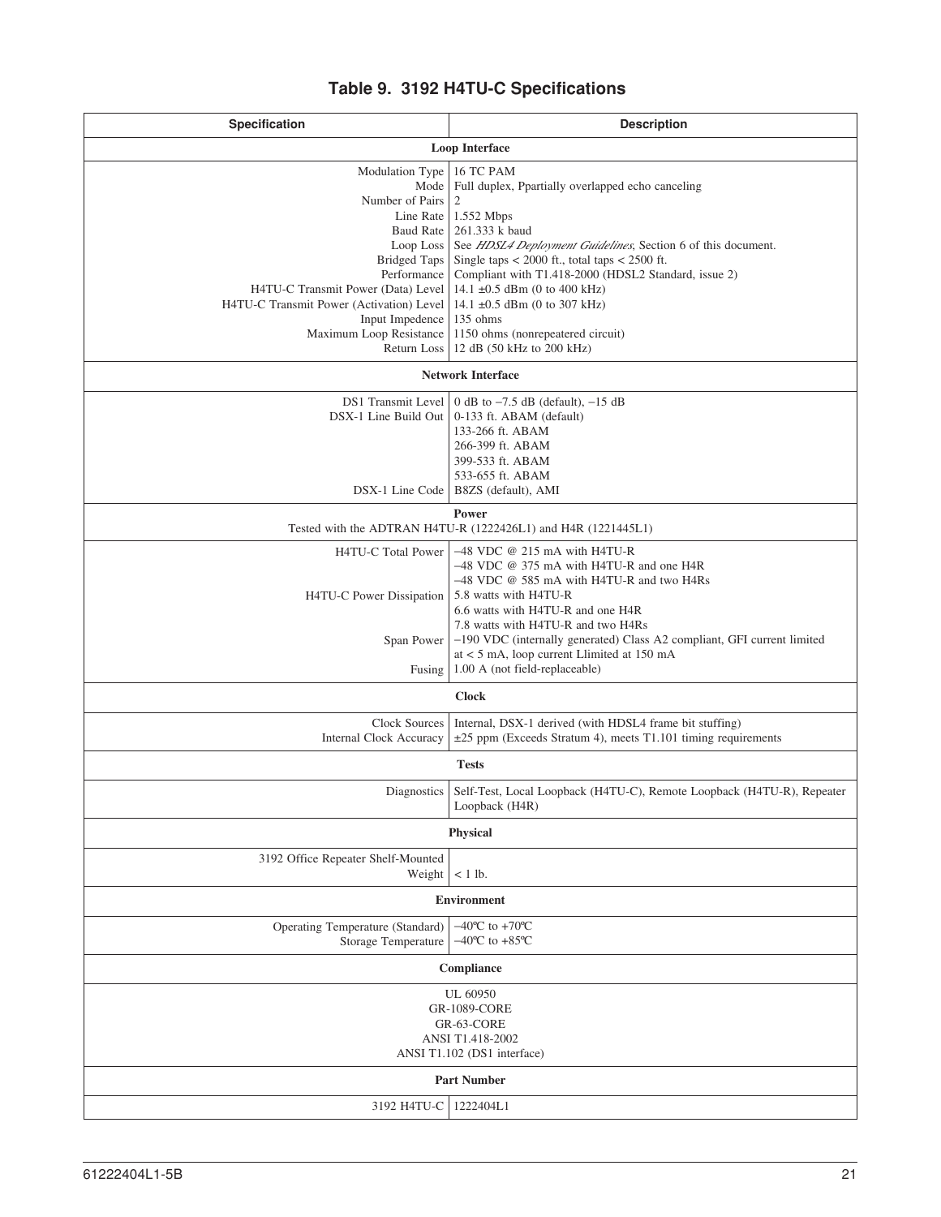## Table 9. 3192 H4TU-C Specifications

| Specification | Description |
|---|---|
| **Loop Interface** | |
| Modulation Type | 16 TC PAM |
| Mode | Full duplex, Ppartially overlapped echo canceling |
| Number of Pairs | 2 |
| Line Rate | 1.552 Mbps |
| Baud Rate | 261.333 k baud |
| Loop Loss | See *HDSL4 Deployment Guidelines*, Section 6 of this document. |
| Bridged Taps | Single taps < 2000 ft., total taps < 2500 ft. |
| Performance | Compliant with T1.418-2000 (HDSL2 Standard, issue 2) |
| H4TU-C Transmit Power (Data) Level | 14.1 ±0.5 dBm (0 to 400 kHz) |
| H4TU-C Transmit Power (Activation) Level | 14.1 ±0.5 dBm (0 to 307 kHz) |
| Input Impedence | 135 ohms |
| Maximum Loop Resistance | 1150 ohms (nonrepeatered circuit) |
| Return Loss | 12 dB (50 kHz to 200 kHz) |
| **Network Interface** | |
| DS1 Transmit Level | 0 dB to –7.5 dB (default), –15 dB |
| DSX-1 Line Build Out | 0-133 ft. ABAM (default)<br>133-266 ft. ABAM<br>266-399 ft. ABAM<br>399-533 ft. ABAM<br>533-655 ft. ABAM |
| DSX-1 Line Code | B8ZS (default), AMI |
| **Power**<br>Tested with the ADTRAN H4TU-R (1222426L1) and H4R (1221445L1) | |
| H4TU-C Total Power | –48 VDC @ 215 mA with H4TU-R<br>–48 VDC @ 375 mA with H4TU-R and one H4R<br>–48 VDC @ 585 mA with H4TU-R and two H4Rs |
| H4TU-C Power Dissipation | 5.8 watts with H4TU-R<br>6.6 watts with H4TU-R and one H4R<br>7.8 watts with H4TU-R and two H4Rs |
| Span Power | –190 VDC (internally generated) Class A2 compliant, GFI current limited at < 5 mA, loop current Llimited at 150 mA |
| Fusing | 1.00 A (not field-replaceable) |
| **Clock** | |
| Clock Sources | Internal, DSX-1 derived (with HDSL4 frame bit stuffing) |
| Internal Clock Accuracy | ±25 ppm (Exceeds Stratum 4), meets T1.101 timing requirements |
| **Tests** | |
| Diagnostics | Self-Test, Local Loopback (H4TU-C), Remote Loopback (H4TU-R), Repeater Loopback (H4R) |
| **Physical** | |
| 3192 Office Repeater Shelf-Mounted Weight | < 1 lb. |
| **Environment** | |
| Operating Temperature (Standard) | –40ºC to +70ºC |
| Storage Temperature | –40ºC to +85ºC |
| **Compliance** | |
| UL 60950<br>GR-1089-CORE<br>GR-63-CORE<br>ANSI T1.418-2002<br>ANSI T1.102 (DS1 interface) | |
| **Part Number** | |
| 3192 H4TU-C | 1222404L1 |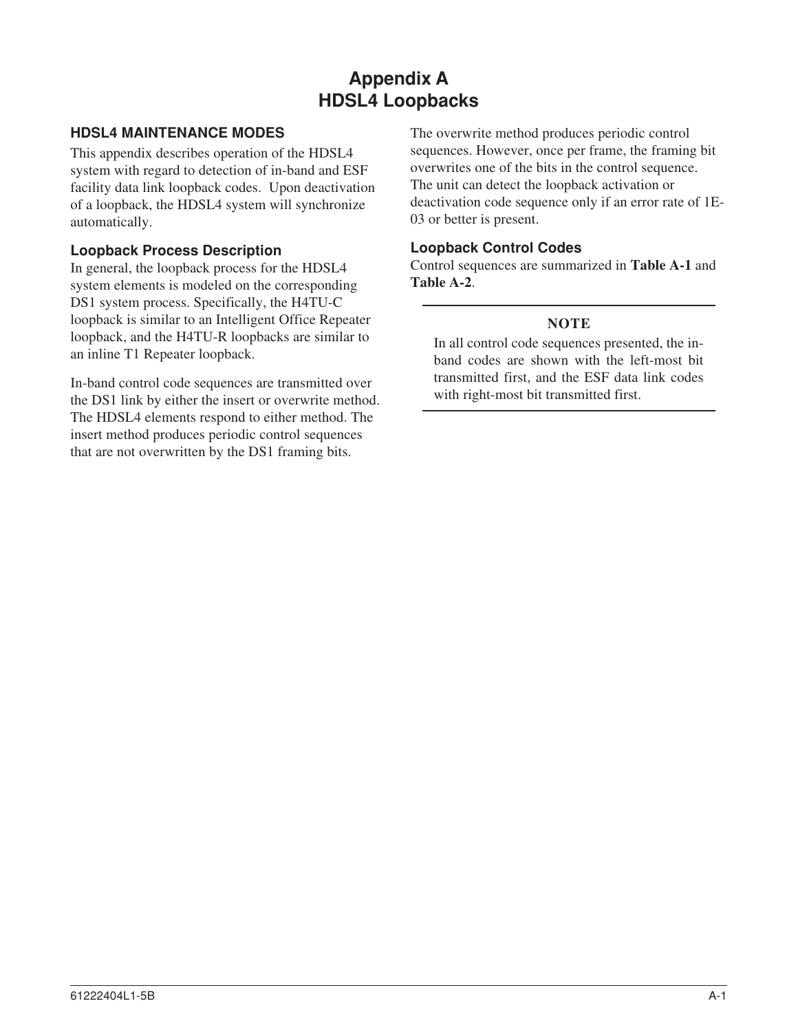// Appendix A
# HDSL4 Loopbacks

## HDSL4 MAINTENANCE MODES

This appendix describes operation of the HDSL4 system with regard to detection of in-band and ESF facility data link loopback codes. Upon deactivation of a loopback, the HDSL4 system will synchronize automatically.

### Loopback Process Description

In general, the loopback process for the HDSL4 system elements is modeled on the corresponding DS1 system process. Specifically, the H4TU-C loopback is similar to an Intelligent Office Repeater loopback, and the H4TU-R loopbacks are similar to an inline T1 Repeater loopback.

In-band control code sequences are transmitted over the DS1 link by either the insert or overwrite method. The HDSL4 elements respond to either method. The insert method produces periodic control sequences that are not overwritten by the DS1 framing bits.

The overwrite method produces periodic control sequences. However, once per frame, the framing bit overwrites one of the bits in the control sequence. The unit can detect the loopback activation or deactivation code sequence only if an error rate of 1E-03 or better is present.

### Loopback Control Codes

Control sequences are summarized in **Table A-1** and **Table A-2**.

---

**NOTE**

In all control code sequences presented, the in-band codes are shown with the left-most bit transmitted first, and the ESF data link codes with right-most bit transmitted first.

---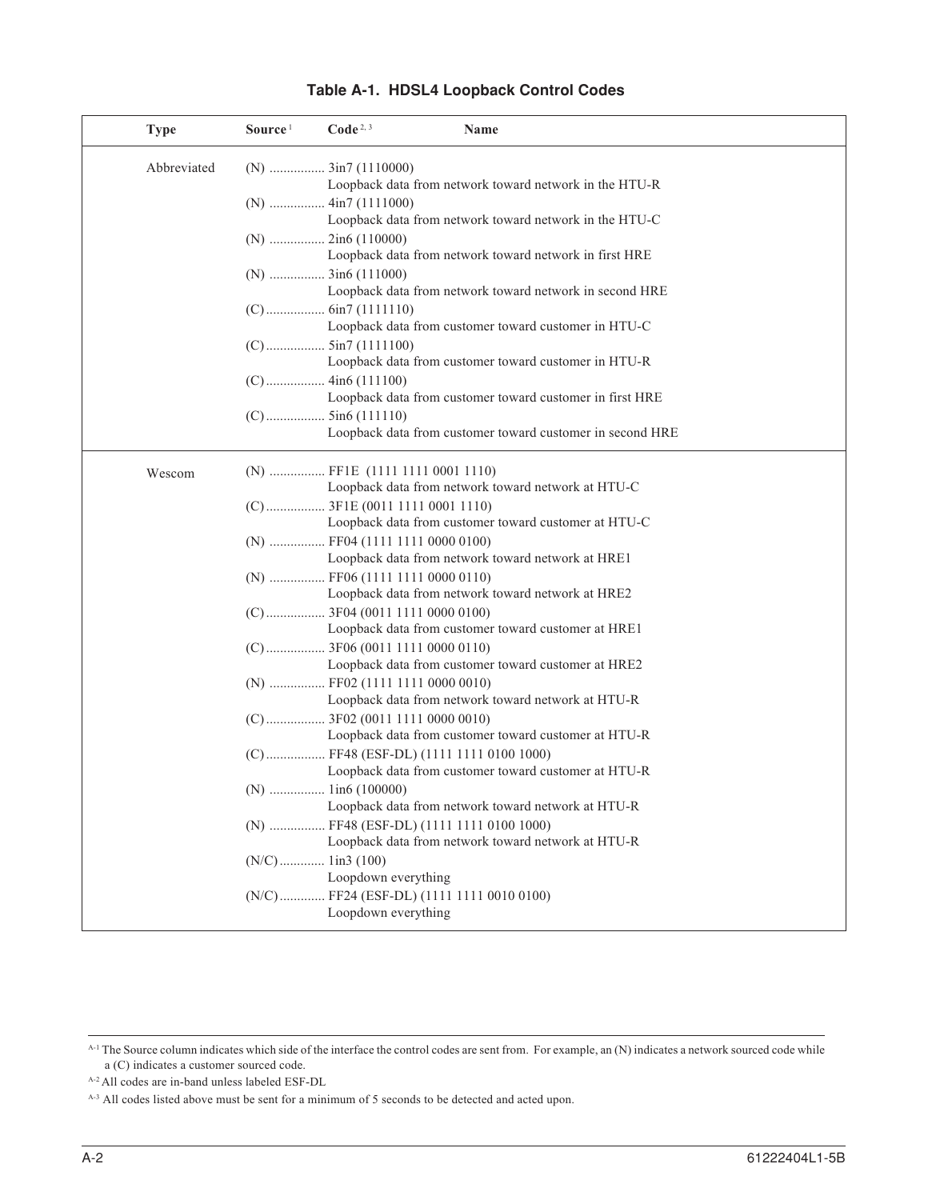**Table A-1. HDSL4 Loopback Control Codes**

| Type | Source [1] | Code [2, 3] | Name |
|---|---|---|---|
| Abbreviated | (N) | 3in7 (1110000) | Loopback data from network toward network in the HTU-R |
| | (N) | 4in7 (1111000) | Loopback data from network toward network in the HTU-C |
| | (N) | 2in6 (110000) | Loopback data from network toward network in first HRE |
| | (N) | 3in6 (111000) | Loopback data from network toward network in second HRE |
| | (C) | 6in7 (1111110) | Loopback data from customer toward customer in HTU-C |
| | (C) | 5in7 (1111100) | Loopback data from customer toward customer in HTU-R |
| | (C) | 4in6 (111100) | Loopback data from customer toward customer in first HRE |
| | (C) | 5in6 (111110) | Loopback data from customer toward customer in second HRE |
| Wescom | (N) | FF1E (1111 1111 0001 1110) | Loopback data from network toward network at HTU-C |
| | (C) | 3F1E (0011 1111 0001 1110) | Loopback data from customer toward customer at HTU-C |
| | (N) | FF04 (1111 1111 0000 0100) | Loopback data from network toward network at HRE1 |
| | (N) | FF06 (1111 1111 0000 0110) | Loopback data from network toward network at HRE2 |
| | (C) | 3F04 (0011 1111 0000 0100) | Loopback data from customer toward customer at HRE1 |
| | (C) | 3F06 (0011 1111 0000 0110) | Loopback data from customer toward customer at HRE2 |
| | (N) | FF02 (1111 1111 0000 0010) | Loopback data from network toward network at HTU-R |
| | (C) | 3F02 (0011 1111 0000 0010) | Loopback data from customer toward customer at HTU-R |
| | (C) | FF48 (ESF-DL) (1111 1111 0100 1000) | Loopback data from customer toward customer at HTU-R |
| | (N) | 1in6 (100000) | Loopback data from network toward network at HTU-R |
| | (N) | FF48 (ESF-DL) (1111 1111 0100 1000) | Loopback data from network toward network at HTU-R |
| | (N/C) | 1in3 (100) | Loopdown everything |
| | (N/C) | FF24 (ESF-DL) (1111 1111 0010 0100) | Loopdown everything |

[A-1] The Source column indicates which side of the interface the control codes are sent from. For example, an (N) indicates a network sourced code while a (C) indicates a customer sourced code.

[A-2] All codes are in-band unless labeled ESF-DL

[A-3] All codes listed above must be sent for a minimum of 5 seconds to be detected and acted upon.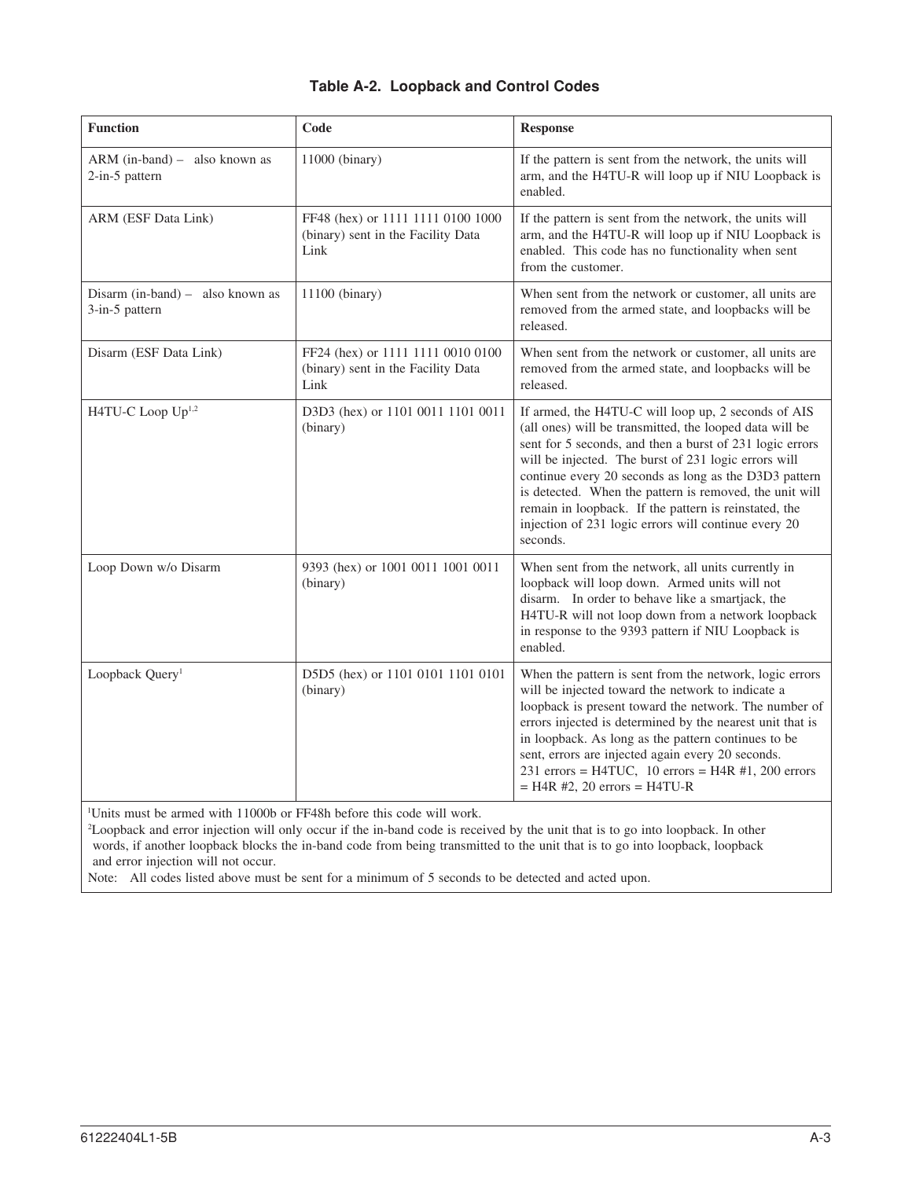**Table A-2. Loopback and Control Codes**

| Function | Code | Response |
|---|---|---|
| ARM (in-band) – also known as 2-in-5 pattern | 11000 (binary) | If the pattern is sent from the network, the units will arm, and the H4TU-R will loop up if NIU Loopback is enabled. |
| ARM (ESF Data Link) | FF48 (hex) or 1111 1111 0100 1000 (binary) sent in the Facility Data Link | If the pattern is sent from the network, the units will arm, and the H4TU-R will loop up if NIU Loopback is enabled. This code has no functionality when sent from the customer. |
| Disarm (in-band) – also known as 3-in-5 pattern | 11100 (binary) | When sent from the network or customer, all units are removed from the armed state, and loopbacks will be released. |
| Disarm (ESF Data Link) | FF24 (hex) or 1111 1111 0010 0100 (binary) sent in the Facility Data Link | When sent from the network or customer, all units are removed from the armed state, and loopbacks will be released. |
| H4TU-C Loop Up[1,2] | D3D3 (hex) or 1101 0011 1101 0011 (binary) | If armed, the H4TU-C will loop up, 2 seconds of AIS (all ones) will be transmitted, the looped data will be sent for 5 seconds, and then a burst of 231 logic errors will be injected. The burst of 231 logic errors will continue every 20 seconds as long as the D3D3 pattern is detected. When the pattern is removed, the unit will remain in loopback. If the pattern is reinstated, the injection of 231 logic errors will continue every 20 seconds. |
| Loop Down w/o Disarm | 9393 (hex) or 1001 0011 1001 0011 (binary) | When sent from the network, all units currently in loopback will loop down. Armed units will not disarm. In order to behave like a smartjack, the H4TU-R will not loop down from a network loopback in response to the 9393 pattern if NIU Loopback is enabled. |
| Loopback Query[1] | D5D5 (hex) or 1101 0101 1101 0101 (binary) | When the pattern is sent from the network, logic errors will be injected toward the network to indicate a loopback is present toward the network. The number of errors injected is determined by the nearest unit that is in loopback. As long as the pattern continues to be sent, errors are injected again every 20 seconds. 231 errors = H4TUC, 10 errors = H4R #1, 200 errors = H4R #2, 20 errors = H4TU-R |

[1]Units must be armed with 11000b or FF48h before this code will work.
[2]Loopback and error injection will only occur if the in-band code is received by the unit that is to go into loopback. In other words, if another loopback blocks the in-band code from being transmitted to the unit that is to go into loopback, loopback and error injection will not occur.
Note: All codes listed above must be sent for a minimum of 5 seconds to be detected and acted upon.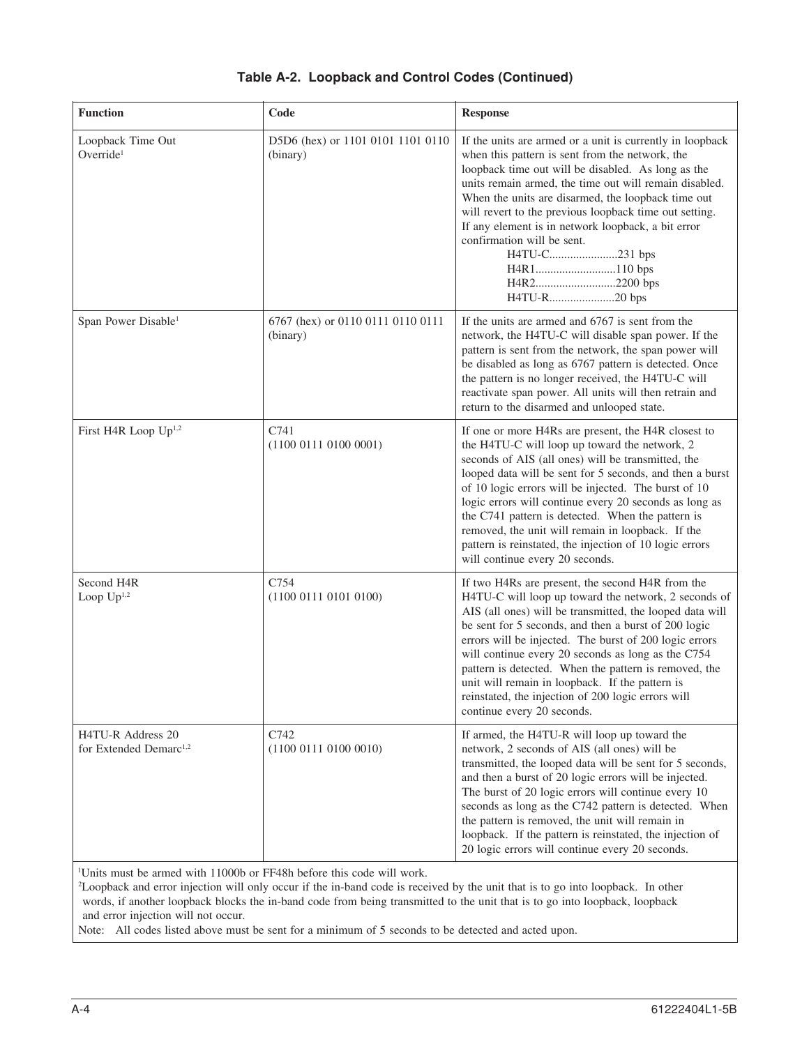**Table A-2. Loopback and Control Codes (Continued)**

| Function | Code | Response |
|---|---|---|
| Loopback Time Out Override[1] | D5D6 (hex) or 1101 0101 1101 0110 (binary) | If the units are armed or a unit is currently in loopback when this pattern is sent from the network, the loopback time out will be disabled. As long as the units remain armed, the time out will remain disabled. When the units are disarmed, the loopback time out will revert to the previous loopback time out setting. If any element is in network loopback, a bit error confirmation will be sent.<br>H4TU-C......................231 bps<br>H4R1..........................110 bps<br>H4R2..........................2200 bps<br>H4TU-R......................20 bps |
| Span Power Disable[1] | 6767 (hex) or 0110 0111 0110 0111 (binary) | If the units are armed and 6767 is sent from the network, the H4TU-C will disable span power. If the pattern is sent from the network, the span power will be disabled as long as 6767 pattern is detected. Once the pattern is no longer received, the H4TU-C will reactivate span power. All units will then retrain and return to the disarmed and unlooped state. |
| First H4R Loop Up[1,2] | C741<br>(1100 0111 0100 0001) | If one or more H4Rs are present, the H4R closest to the H4TU-C will loop up toward the network, 2 seconds of AIS (all ones) will be transmitted, the looped data will be sent for 5 seconds, and then a burst of 10 logic errors will be injected. The burst of 10 logic errors will continue every 20 seconds as long as the C741 pattern is detected. When the pattern is removed, the unit will remain in loopback. If the pattern is reinstated, the injection of 10 logic errors will continue every 20 seconds. |
| Second H4R Loop Up[1,2] | C754<br>(1100 0111 0101 0100) | If two H4Rs are present, the second H4R from the H4TU-C will loop up toward the network, 2 seconds of AIS (all ones) will be transmitted, the looped data will be sent for 5 seconds, and then a burst of 200 logic errors will be injected. The burst of 200 logic errors will continue every 20 seconds as long as the C754 pattern is detected. When the pattern is removed, the unit will remain in loopback. If the pattern is reinstated, the injection of 200 logic errors will continue every 20 seconds. |
| H4TU-R Address 20 for Extended Demarc[1,2] | C742<br>(1100 0111 0100 0010) | If armed, the H4TU-R will loop up toward the network, 2 seconds of AIS (all ones) will be transmitted, the looped data will be sent for 5 seconds, and then a burst of 20 logic errors will be injected. The burst of 20 logic errors will continue every 10 seconds as long as the C742 pattern is detected. When the pattern is removed, the unit will remain in loopback. If the pattern is reinstated, the injection of 20 logic errors will continue every 20 seconds. |

[1]Units must be armed with 11000b or FF48h before this code will work.
[2]Loopback and error injection will only occur if the in-band code is received by the unit that is to go into loopback. In other words, if another loopback blocks the in-band code from being transmitted to the unit that is to go into loopback, loopback and error injection will not occur.
Note: All codes listed above must be sent for a minimum of 5 seconds to be detected and acted upon.